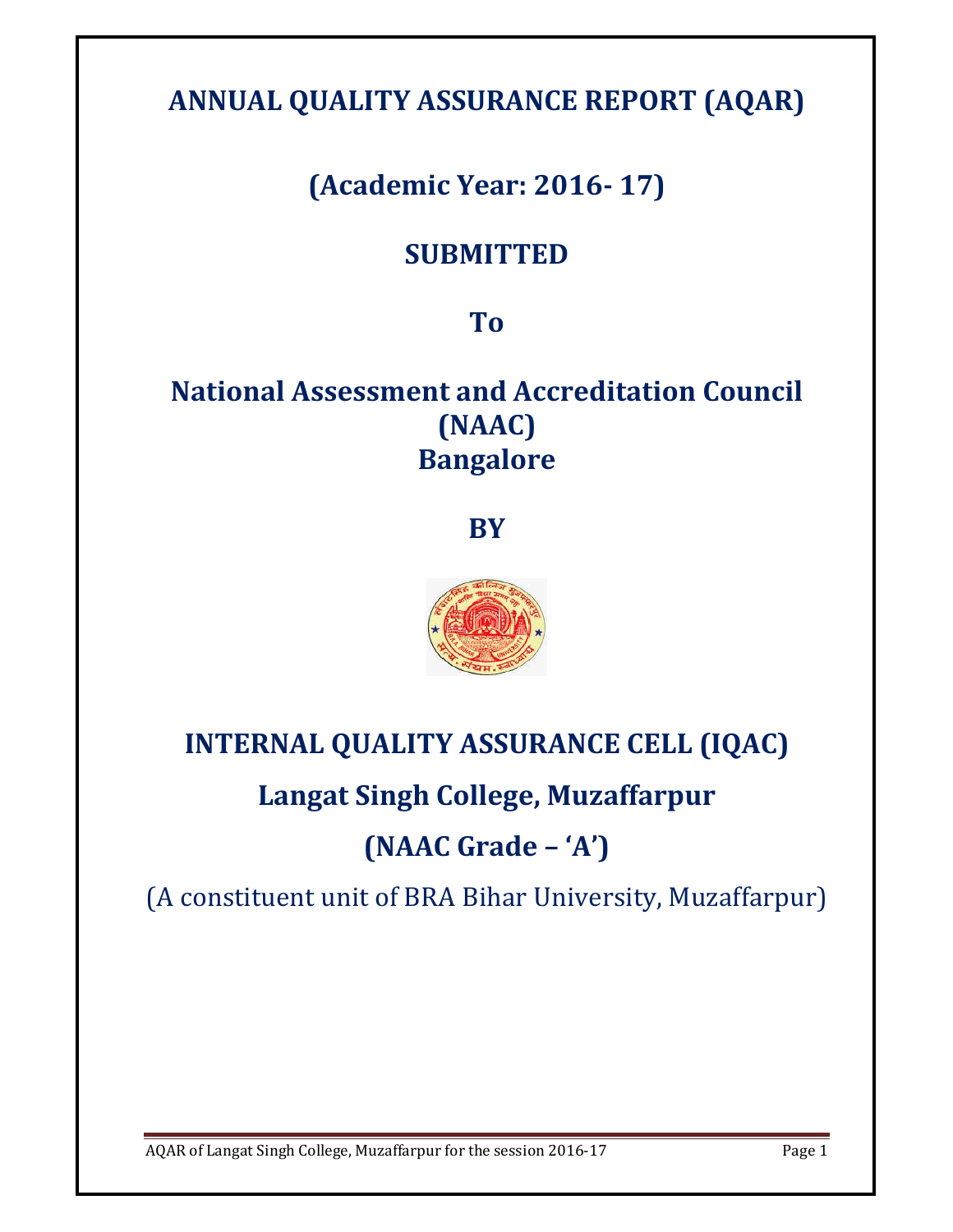# ANNUAL QUALITY ASSURANCE REPORT (AQAR)

## (Academic Year: 2016- 17)

## SUBMITTED

## To

## National Assessment and Accreditation Council (NAAC) Bangalore

## BY

## INTERNAL QUALITY ASSURANCE CELL (IQAC)

## Langat Singh College, Muzaffarpur

## (NAAC Grade – 'A')

(A constituent unit of BRA Bihar University, Muzaffarpur)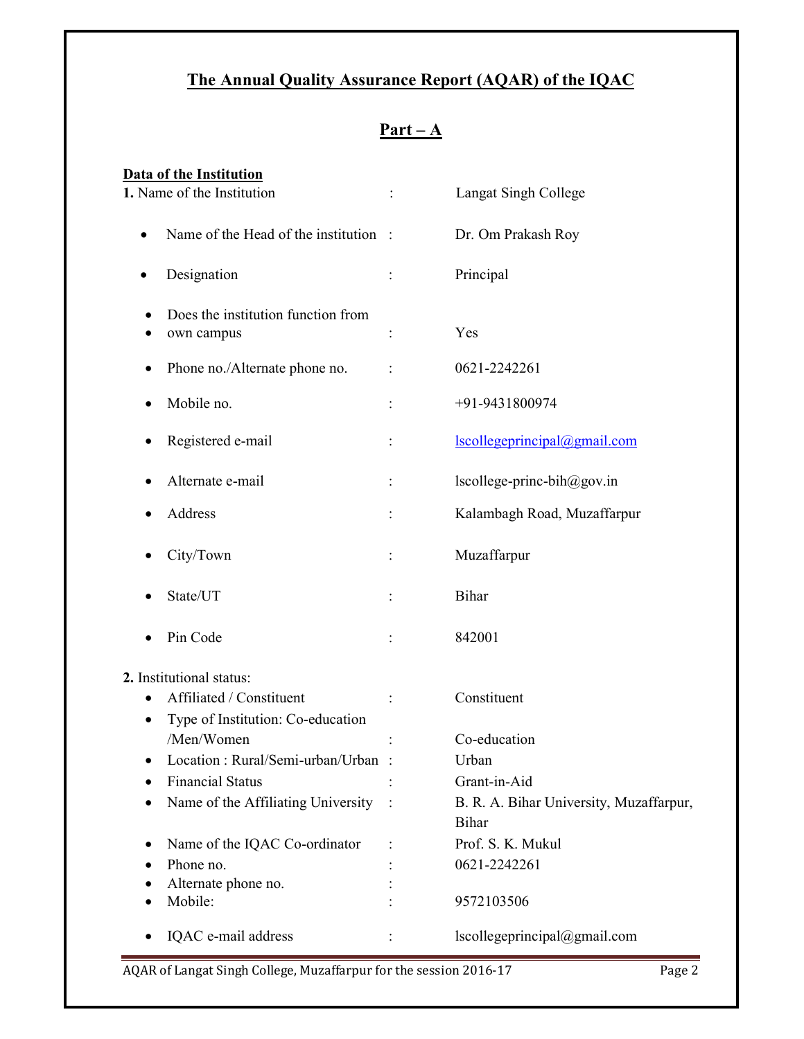# The Annual Quality Assurance Report (AQAR) of the IQAC

## Part – A

**Data of the Institution**

**1.** Name of the Institution : Langat Singh College

- Name of the Head of the institution : Dr. Om Prakash Roy
- Designation : Principal
- Does the institution function from
- own campus : Yes
- Phone no./Alternate phone no. : 0621-2242261
- Mobile no. : +91-9431800974
- Registered e-mail : lscollegeprincipal@gmail.com
- Alternate e-mail : lscollege-princ-bih@gov.in
- Address : Kalambagh Road, Muzaffarpur
- City/Town : Muzaffarpur
- State/UT : Bihar
- Pin Code : 842001

**2.** Institutional status:

- Affiliated / Constituent : Constituent
- Type of Institution: Co-education /Men/Women : Co-education
- Location : Rural/Semi-urban/Urban : Urban
- Financial Status : Grant-in-Aid
- Name of the Affiliating University : B. R. A. Bihar University, Muzaffarpur, Bihar
- Name of the IQAC Co-ordinator : Prof. S. K. Mukul
- Phone no. : 0621-2242261
- Alternate phone no. :
- Mobile: : 9572103506
- IQAC e-mail address : lscollegeprincipal@gmail.com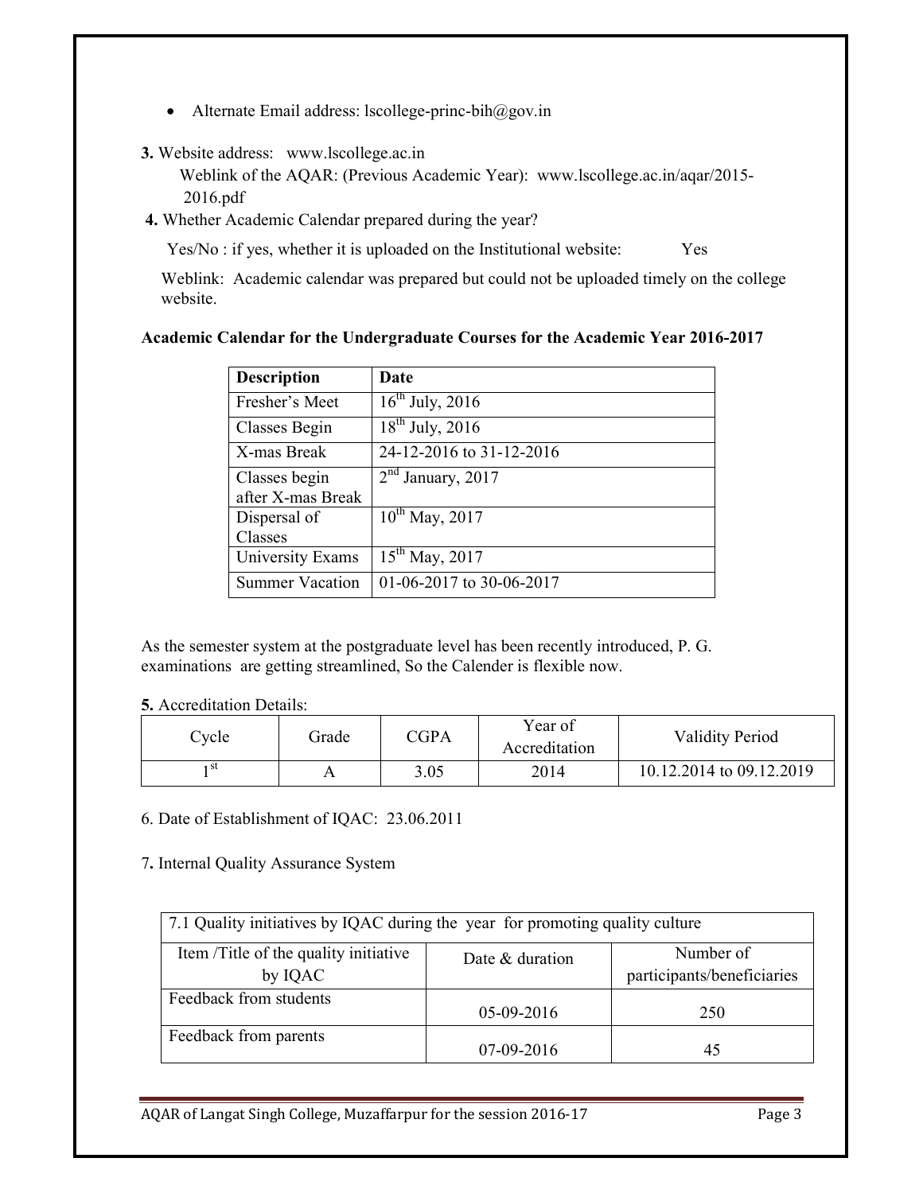- Alternate Email address: lscollege-princ-bih@gov.in

**3.** Website address: www.lscollege.ac.in

Weblink of the AQAR: (Previous Academic Year): www.lscollege.ac.in/aqar/2015-2016.pdf

**4.** Whether Academic Calendar prepared during the year?

Yes/No : if yes, whether it is uploaded on the Institutional website: Yes

Weblink: Academic calendar was prepared but could not be uploaded timely on the college website.

**Academic Calendar for the Undergraduate Courses for the Academic Year 2016-2017**

| Description | Date |
|---|---|
| Fresher's Meet | 16th July, 2016 |
| Classes Begin | 18th July, 2016 |
| X-mas Break | 24-12-2016 to 31-12-2016 |
| Classes begin after X-mas Break | 2nd January, 2017 |
| Dispersal of Classes | 10th May, 2017 |
| University Exams | 15th May, 2017 |
| Summer Vacation | 01-06-2017 to 30-06-2017 |

As the semester system at the postgraduate level has been recently introduced, P. G. examinations are getting streamlined, So the Calender is flexible now.

**5.** Accreditation Details:

| Cycle | Grade | CGPA | Year of Accreditation | Validity Period |
|---|---|---|---|---|
| 1st | A | 3.05 | 2014 | 10.12.2014 to 09.12.2019 |

6. Date of Establishment of IQAC: 23.06.2011

**7.** Internal Quality Assurance System

| 7.1 Quality initiatives by IQAC during the year for promoting quality culture | | |
|---|---|---|
| Item /Title of the quality initiative by IQAC | Date & duration | Number of participants/beneficiaries |
| Feedback from students | 05-09-2016 | 250 |
| Feedback from parents | 07-09-2016 | 45 |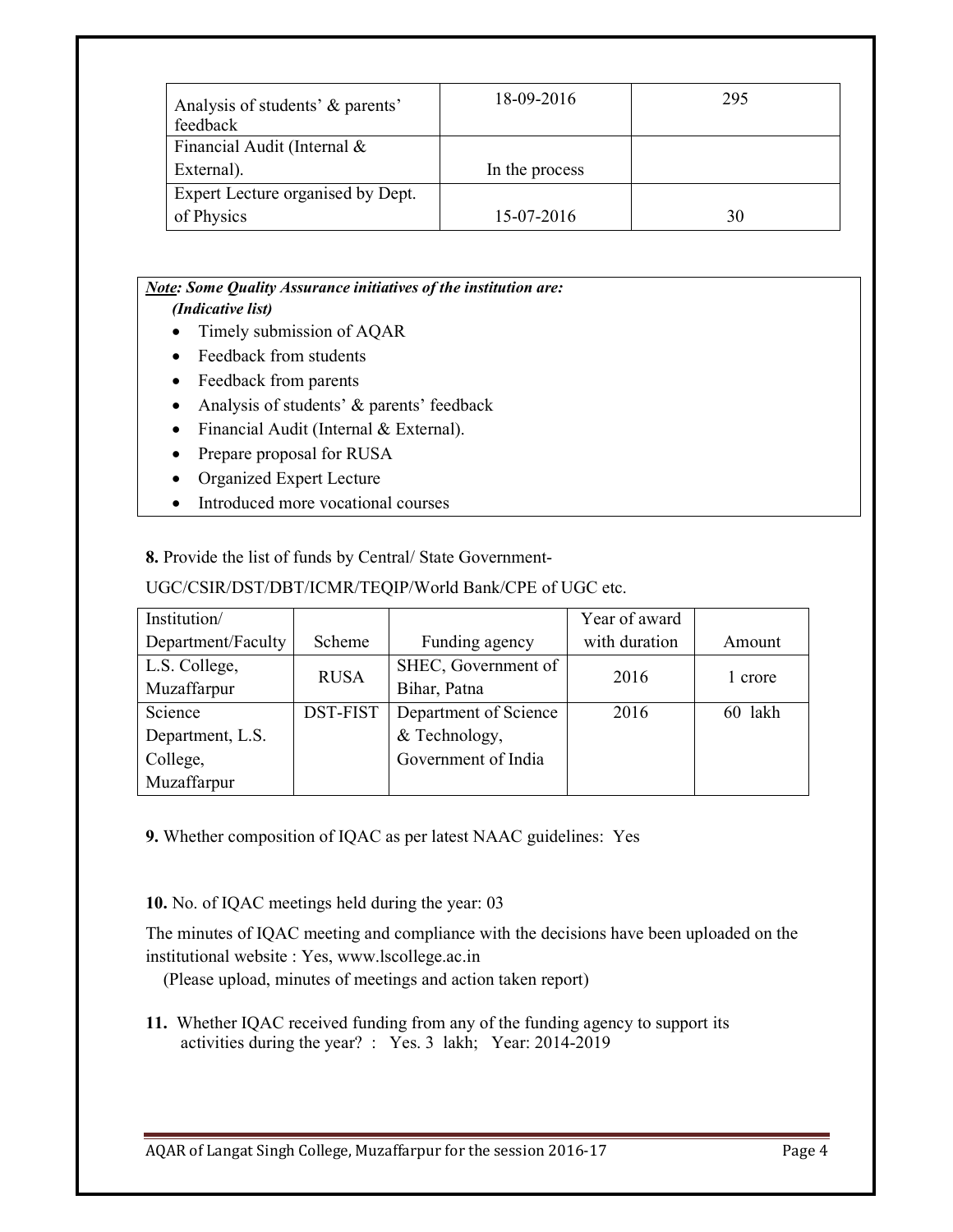| Analysis of students' & parents' feedback | 18-09-2016 | 295 |
|---|---|---|
| Financial Audit (Internal & External). | In the process | |
| Expert Lecture organised by Dept. of Physics | 15-07-2016 | 30 |

***Note: Some Quality Assurance initiatives of the institution are:***
***(Indicative list)***

- Timely submission of AQAR
- Feedback from students
- Feedback from parents
- Analysis of students' & parents' feedback
- Financial Audit (Internal & External).
- Prepare proposal for RUSA
- Organized Expert Lecture
- Introduced more vocational courses

**8.** Provide the list of funds by Central/ State Government-

UGC/CSIR/DST/DBT/ICMR/TEQIP/World Bank/CPE of UGC etc.

| Institution/ Department/Faculty | Scheme | Funding agency | Year of award with duration | Amount |
|---|---|---|---|---|
| L.S. College, Muzaffarpur | RUSA | SHEC, Government of Bihar, Patna | 2016 | 1 crore |
| Science Department, L.S. College, Muzaffarpur | DST-FIST | Department of Science & Technology, Government of India | 2016 | 60 lakh |

**9.** Whether composition of IQAC as per latest NAAC guidelines: Yes

**10.** No. of IQAC meetings held during the year: 03

The minutes of IQAC meeting and compliance with the decisions have been uploaded on the institutional website : Yes, www.lscollege.ac.in

(Please upload, minutes of meetings and action taken report)

**11.** Whether IQAC received funding from any of the funding agency to support its activities during the year? : Yes. 3 lakh; Year: 2014-2019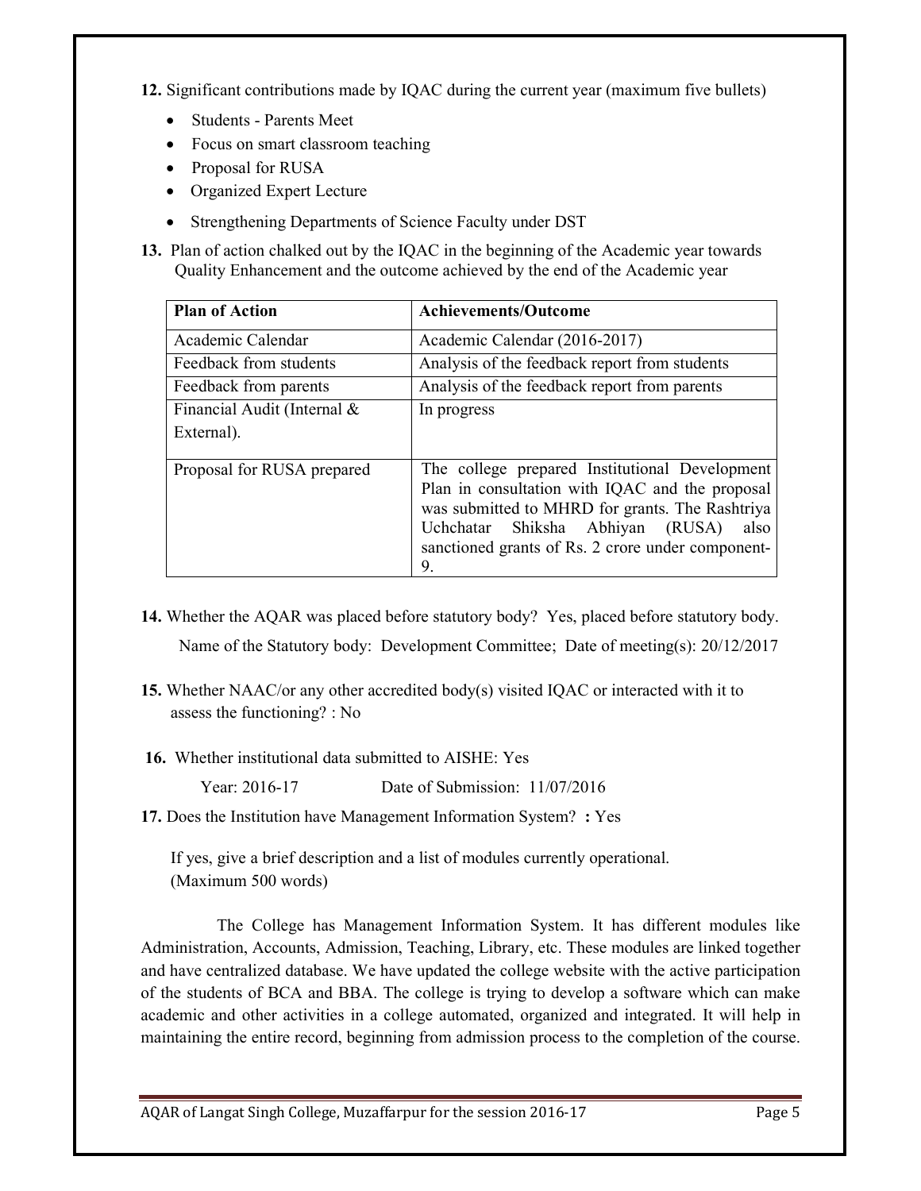**12.** Significant contributions made by IQAC during the current year (maximum five bullets)

- Students - Parents Meet
- Focus on smart classroom teaching
- Proposal for RUSA
- Organized Expert Lecture
- Strengthening Departments of Science Faculty under DST

**13.** Plan of action chalked out by the IQAC in the beginning of the Academic year towards Quality Enhancement and the outcome achieved by the end of the Academic year

| Plan of Action | Achievements/Outcome |
|---|---|
| Academic Calendar | Academic Calendar (2016-2017) |
| Feedback from students | Analysis of the feedback report from students |
| Feedback from parents | Analysis of the feedback report from parents |
| Financial Audit (Internal & External). | In progress |
| Proposal for RUSA prepared | The college prepared Institutional Development Plan in consultation with IQAC and the proposal was submitted to MHRD for grants. The Rashtriya Uchchatar Shiksha Abhiyan (RUSA) also sanctioned grants of Rs. 2 crore under component-9. |

**14.** Whether the AQAR was placed before statutory body? Yes, placed before statutory body.

Name of the Statutory body: Development Committee; Date of meeting(s): 20/12/2017

**15.** Whether NAAC/or any other accredited body(s) visited IQAC or interacted with it to assess the functioning? : No

**16.** Whether institutional data submitted to AISHE: Yes

Year: 2016-17 Date of Submission: 11/07/2016

**17.** Does the Institution have Management Information System? **:** Yes

If yes, give a brief description and a list of modules currently operational. (Maximum 500 words)

The College has Management Information System. It has different modules like Administration, Accounts, Admission, Teaching, Library, etc. These modules are linked together and have centralized database. We have updated the college website with the active participation of the students of BCA and BBA. The college is trying to develop a software which can make academic and other activities in a college automated, organized and integrated. It will help in maintaining the entire record, beginning from admission process to the completion of the course.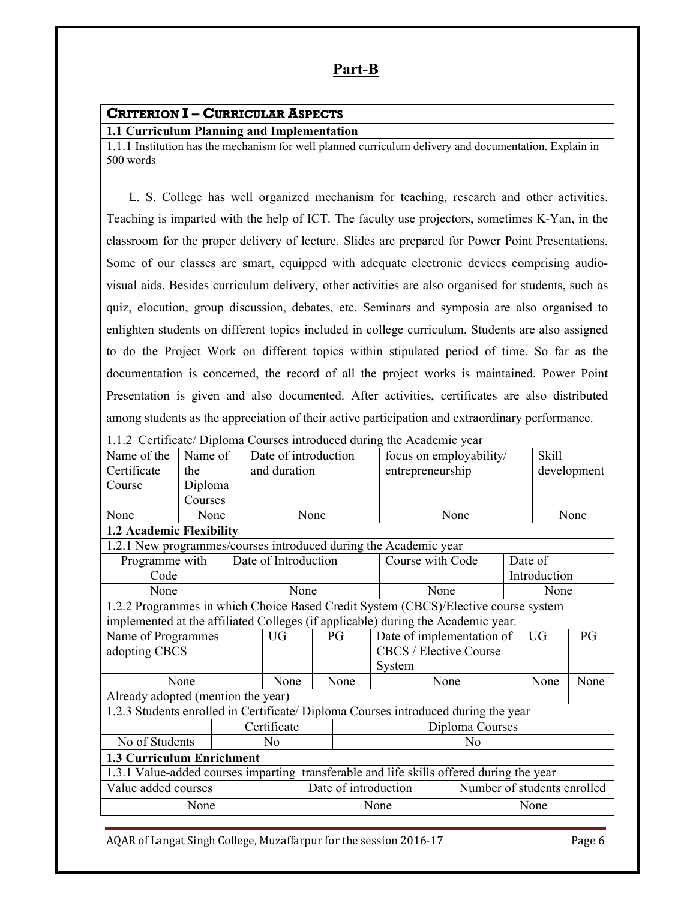## Part-B

### CRITERION I – CURRICULAR ASPECTS

**1.1 Curriculum Planning and Implementation**

1.1.1 Institution has the mechanism for well planned curriculum delivery and documentation. Explain in 500 words

L. S. College has well organized mechanism for teaching, research and other activities. Teaching is imparted with the help of ICT. The faculty use projectors, sometimes K-Yan, in the classroom for the proper delivery of lecture. Slides are prepared for Power Point Presentations. Some of our classes are smart, equipped with adequate electronic devices comprising audio-visual aids. Besides curriculum delivery, other activities are also organised for students, such as quiz, elocution, group discussion, debates, etc. Seminars and symposia are also organised to enlighten students on different topics included in college curriculum. Students are also assigned to do the Project Work on different topics within stipulated period of time. So far as the documentation is concerned, the record of all the project works is maintained. Power Point Presentation is given and also documented. After activities, certificates are also distributed among students as the appreciation of their active participation and extraordinary performance.

1.1.2 Certificate/ Diploma Courses introduced during the Academic year

| Name of the Certificate Course | Name of the Diploma Courses | Date of introduction and duration | focus on employability/ entrepreneurship | Skill development |
|---|---|---|---|---|
| None | None | None | None | None |

**1.2 Academic Flexibility**

1.2.1 New programmes/courses introduced during the Academic year

| Programme with Code | Date of Introduction | Course with Code | Date of Introduction |
|---|---|---|---|
| None | None | None | None |

1.2.2 Programmes in which Choice Based Credit System (CBCS)/Elective course system implemented at the affiliated Colleges (if applicable) during the Academic year.

| Name of Programmes adopting CBCS | UG | PG | Date of implementation of CBCS / Elective Course System | UG | PG |
|---|---|---|---|---|---|
| None | None | None | None | None | None |
| Already adopted (mention the year) | | | | | |

1.2.3 Students enrolled in Certificate/ Diploma Courses introduced during the year

| | Certificate | Diploma Courses |
|---|---|---|
| No of Students | No | No |

**1.3 Curriculum Enrichment**

1.3.1 Value-added courses imparting transferable and life skills offered during the year

| Value added courses | Date of introduction | Number of students enrolled |
|---|---|---|
| None | None | None |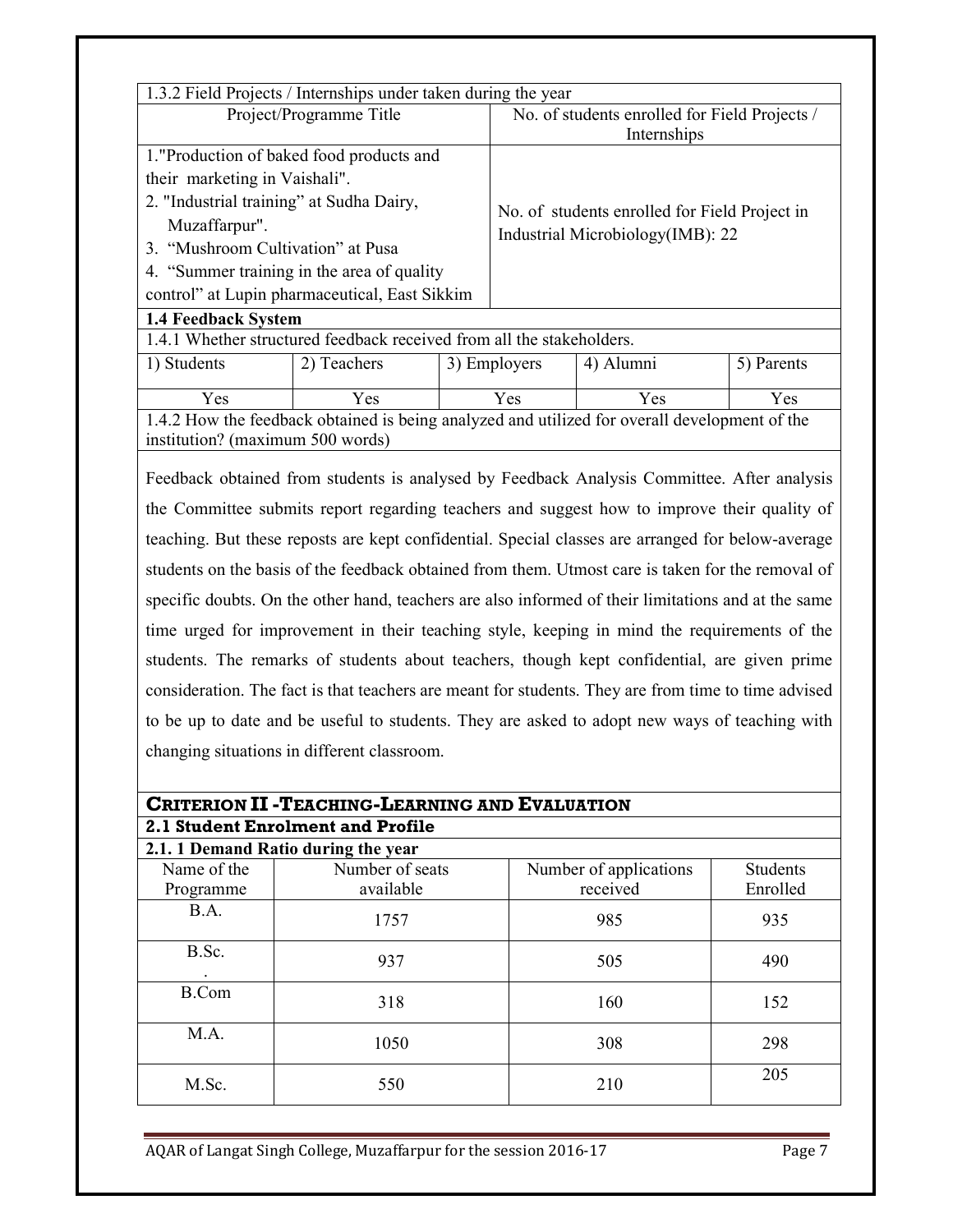| 1.3.2 Field Projects / Internships under taken during the year | |
|---|---|
| Project/Programme Title | No. of students enrolled for Field Projects / Internships |
| 1."Production of baked food products and their marketing in Vaishali".<br>2. "Industrial training" at Sudha Dairy, Muzaffarpur".<br>3. "Mushroom Cultivation" at Pusa<br>4. "Summer training in the area of quality control" at Lupin pharmaceutical, East Sikkim | No. of students enrolled for Field Project in Industrial Microbiology(IMB): 22 |

**1.4 Feedback System**

1.4.1 Whether structured feedback received from all the stakeholders.

| 1) Students | 2) Teachers | 3) Employers | 4) Alumni | 5) Parents |
|---|---|---|---|---|
| Yes | Yes | Yes | Yes | Yes |

1.4.2 How the feedback obtained is being analyzed and utilized for overall development of the institution? (maximum 500 words)

Feedback obtained from students is analysed by Feedback Analysis Committee. After analysis the Committee submits report regarding teachers and suggest how to improve their quality of teaching. But these reposts are kept confidential. Special classes are arranged for below-average students on the basis of the feedback obtained from them. Utmost care is taken for the removal of specific doubts. On the other hand, teachers are also informed of their limitations and at the same time urged for improvement in their teaching style, keeping in mind the requirements of the students. The remarks of students about teachers, though kept confidential, are given prime consideration. The fact is that teachers are meant for students. They are from time to time advised to be up to date and be useful to students. They are asked to adopt new ways of teaching with changing situations in different classroom.

## CRITERION II -TEACHING-LEARNING AND EVALUATION

### 2.1 Student Enrolment and Profile

**2.1. 1 Demand Ratio during the year**

| Name of the Programme | Number of seats available | Number of applications received | Students Enrolled |
|---|---|---|---|
| B.A. | 1757 | 985 | 935 |
| B.Sc. | 937 | 505 | 490 |
| B.Com | 318 | 160 | 152 |
| M.A. | 1050 | 308 | 298 |
| M.Sc. | 550 | 210 | 205 |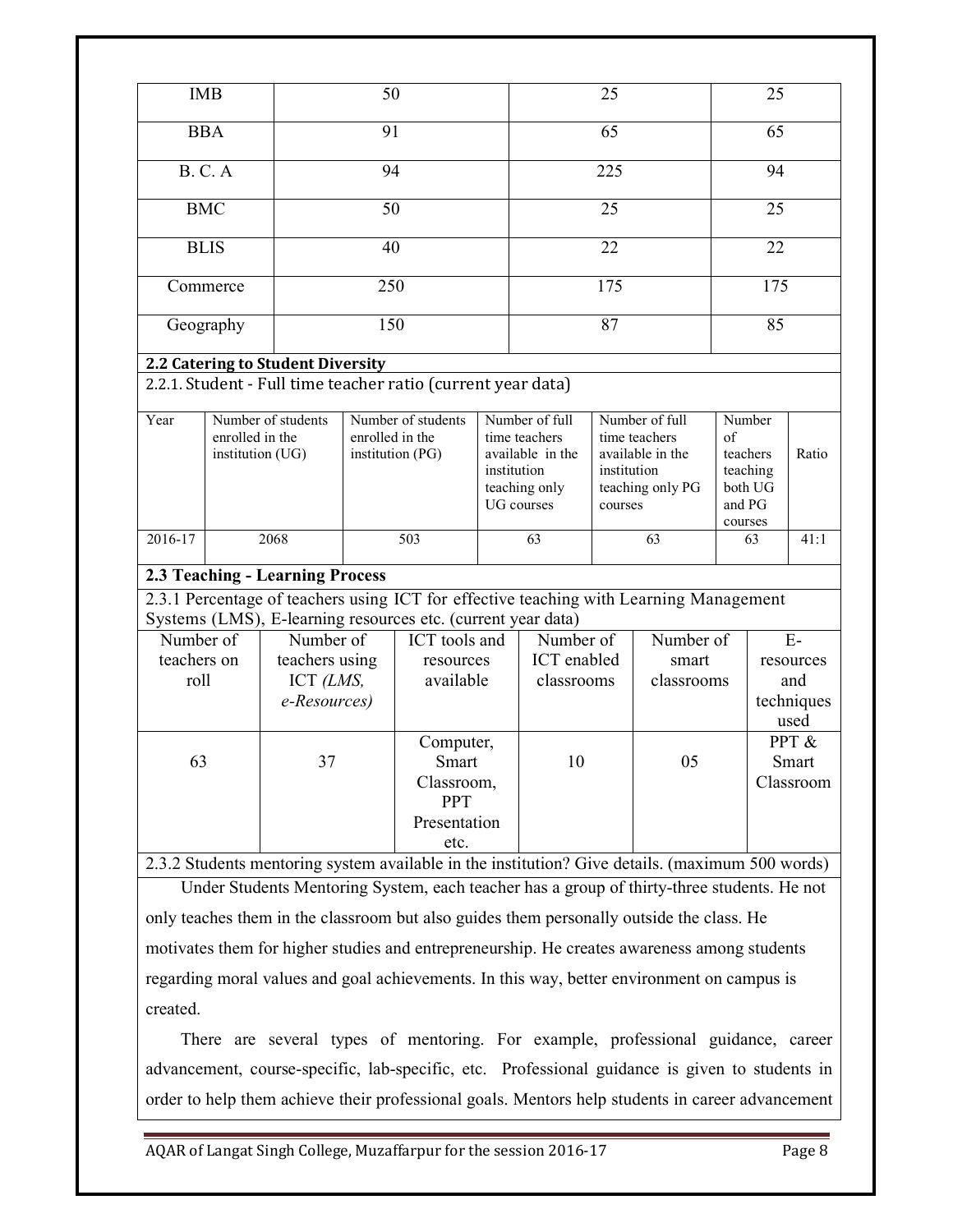| IMB | 50 | 25 | 25 |
|---|---|---|---|
| BBA | 91 | 65 | 65 |
| B. C. A | 94 | 225 | 94 |
| BMC | 50 | 25 | 25 |
| BLIS | 40 | 22 | 22 |
| Commerce | 250 | 175 | 175 |
| Geography | 150 | 87 | 85 |

**2.2 Catering to Student Diversity**

2.2.1. Student - Full time teacher ratio (current year data)

| Year | Number of students enrolled in the institution (UG) | Number of students enrolled in the institution (PG) | Number of full time teachers available in the institution teaching only UG courses | Number of full time teachers available in the institution teaching only PG courses | Number of teachers teaching both UG and PG courses | Ratio |
|---|---|---|---|---|---|---|
| 2016-17 | 2068 | 503 | 63 | 63 | 63 | 41:1 |

**2.3 Teaching - Learning Process**

2.3.1 Percentage of teachers using ICT for effective teaching with Learning Management Systems (LMS), E-learning resources etc. (current year data)

| Number of teachers on roll | Number of teachers using ICT *(LMS, e-Resources)* | ICT tools and resources available | Number of ICT enabled classrooms | Number of smart classrooms | E-resources and techniques used |
|---|---|---|---|---|---|
| 63 | 37 | Computer, Smart Classroom, PPT Presentation etc. | 10 | 05 | PPT & Smart Classroom |

2.3.2 Students mentoring system available in the institution? Give details. (maximum 500 words)

Under Students Mentoring System, each teacher has a group of thirty-three students. He not only teaches them in the classroom but also guides them personally outside the class. He motivates them for higher studies and entrepreneurship. He creates awareness among students regarding moral values and goal achievements. In this way, better environment on campus is created.

There are several types of mentoring. For example, professional guidance, career advancement, course-specific, lab-specific, etc. Professional guidance is given to students in order to help them achieve their professional goals. Mentors help students in career advancement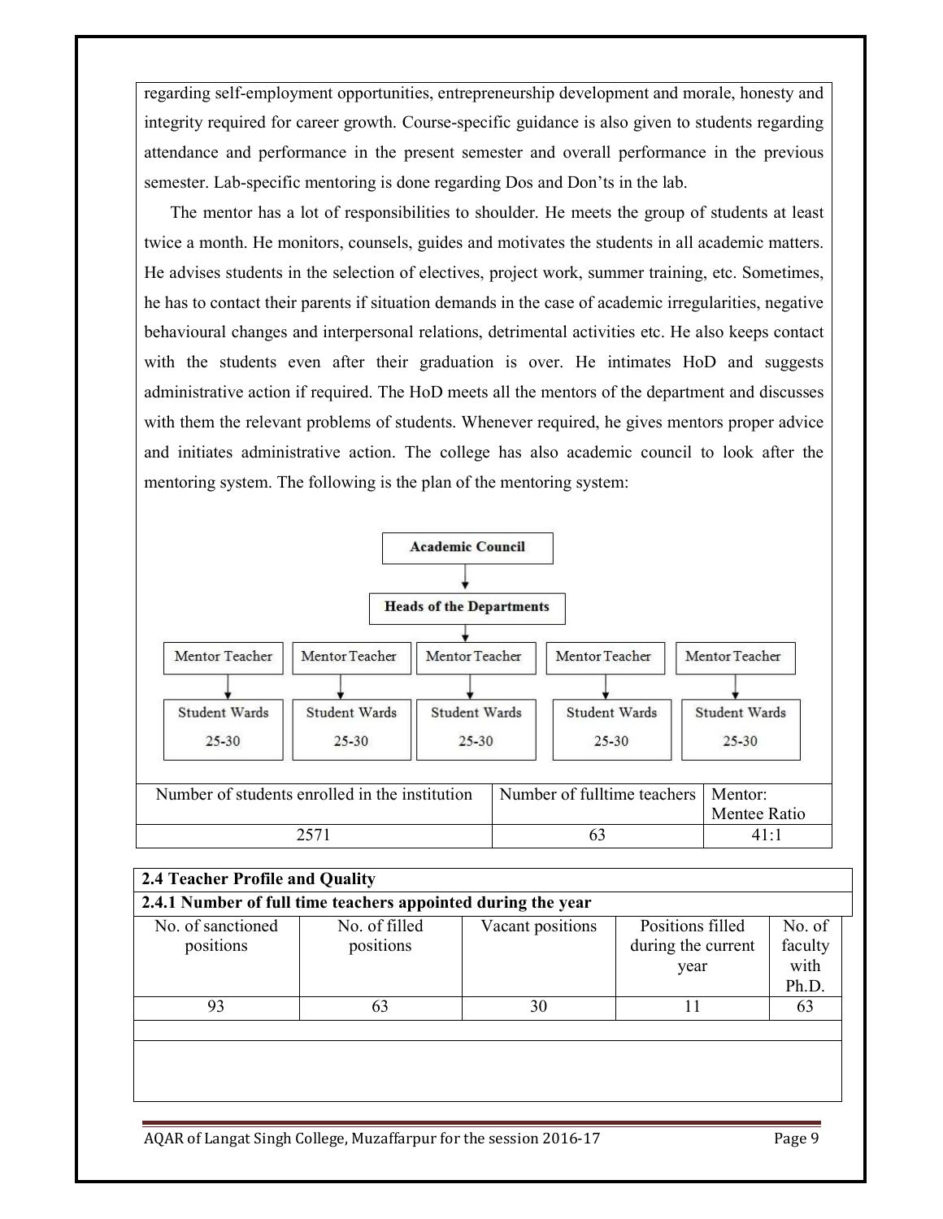regarding self-employment opportunities, entrepreneurship development and morale, honesty and integrity required for career growth. Course-specific guidance is also given to students regarding attendance and performance in the present semester and overall performance in the previous semester. Lab-specific mentoring is done regarding Dos and Don'ts in the lab.

The mentor has a lot of responsibilities to shoulder. He meets the group of students at least twice a month. He monitors, counsels, guides and motivates the students in all academic matters. He advises students in the selection of electives, project work, summer training, etc. Sometimes, he has to contact their parents if situation demands in the case of academic irregularities, negative behavioural changes and interpersonal relations, detrimental activities etc. He also keeps contact with the students even after their graduation is over. He intimates HoD and suggests administrative action if required. The HoD meets all the mentors of the department and discusses with them the relevant problems of students. Whenever required, he gives mentors proper advice and initiates administrative action. The college has also academic council to look after the mentoring system. The following is the plan of the mentoring system:

**Academic Council**

↓

**Heads of the Departments**

↓

| Mentor Teacher | Mentor Teacher | Mentor Teacher | Mentor Teacher | Mentor Teacher |
|---|---|---|---|---|
| ↓ | ↓ | ↓ | ↓ | ↓ |
| Student Wards 25-30 | Student Wards 25-30 | Student Wards 25-30 | Student Wards 25-30 | Student Wards 25-30 |

| Number of students enrolled in the institution | Number of fulltime teachers | Mentor: Mentee Ratio |
|---|---|---|
| 2571 | 63 | 41:1 |

**2.4 Teacher Profile and Quality**

**2.4.1 Number of full time teachers appointed during the year**

| No. of sanctioned positions | No. of filled positions | Vacant positions | Positions filled during the current year | No. of faculty with Ph.D. |
|---|---|---|---|---|
| 93 | 63 | 30 | 11 | 63 |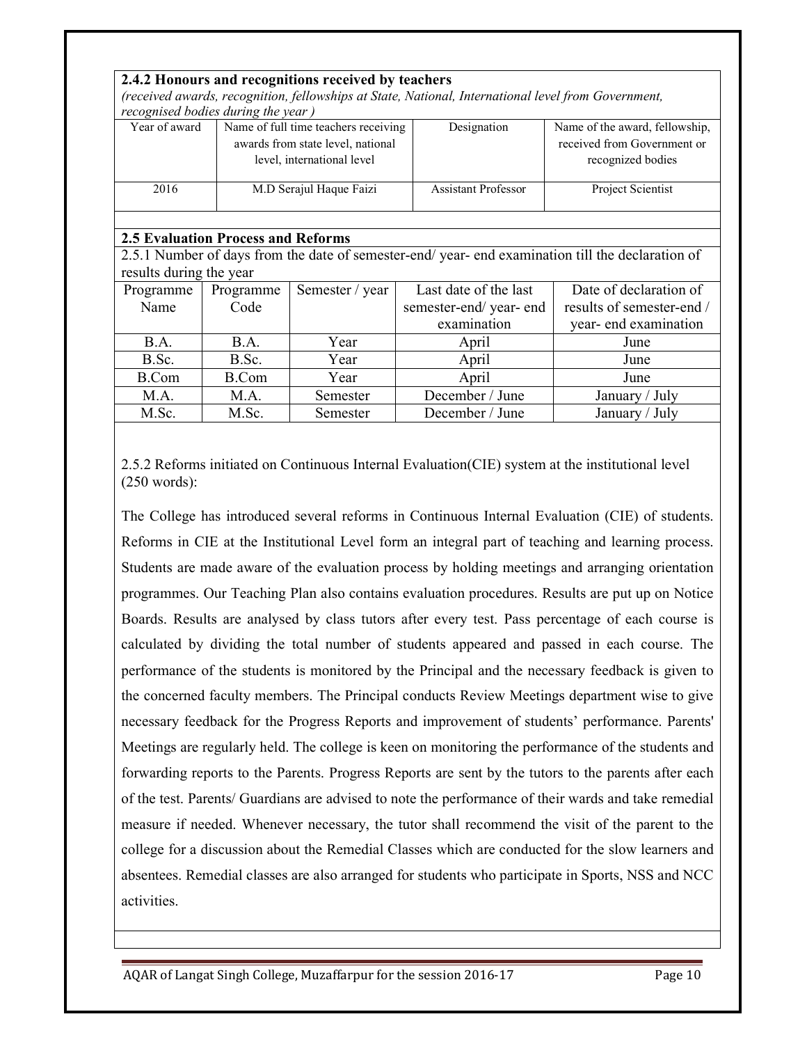### 2.4.2 Honours and recognitions received by teachers

*(received awards, recognition, fellowships at State, National, International level from Government, recognised bodies during the year )*

| Year of award | Name of full time teachers receiving awards from state level, national level, international level | Designation | Name of the award, fellowship, received from Government or recognized bodies |
|---|---|---|---|
| 2016 | M.D Serajul Haque Faizi | Assistant Professor | Project Scientist |

### 2.5 Evaluation Process and Reforms

2.5.1 Number of days from the date of semester-end/ year- end examination till the declaration of results during the year

| Programme Name | Programme Code | Semester / year | Last date of the last semester-end/ year- end examination | Date of declaration of results of semester-end / year- end examination |
|---|---|---|---|---|
| B.A. | B.A. | Year | April | June |
| B.Sc. | B.Sc. | Year | April | June |
| B.Com | B.Com | Year | April | June |
| M.A. | M.A. | Semester | December / June | January / July |
| M.Sc. | M.Sc. | Semester | December / June | January / July |

2.5.2 Reforms initiated on Continuous Internal Evaluation(CIE) system at the institutional level (250 words):

The College has introduced several reforms in Continuous Internal Evaluation (CIE) of students. Reforms in CIE at the Institutional Level form an integral part of teaching and learning process. Students are made aware of the evaluation process by holding meetings and arranging orientation programmes. Our Teaching Plan also contains evaluation procedures. Results are put up on Notice Boards. Results are analysed by class tutors after every test. Pass percentage of each course is calculated by dividing the total number of students appeared and passed in each course. The performance of the students is monitored by the Principal and the necessary feedback is given to the concerned faculty members. The Principal conducts Review Meetings department wise to give necessary feedback for the Progress Reports and improvement of students' performance. Parents' Meetings are regularly held. The college is keen on monitoring the performance of the students and forwarding reports to the Parents. Progress Reports are sent by the tutors to the parents after each of the test. Parents/ Guardians are advised to note the performance of their wards and take remedial measure if needed. Whenever necessary, the tutor shall recommend the visit of the parent to the college for a discussion about the Remedial Classes which are conducted for the slow learners and absentees. Remedial classes are also arranged for students who participate in Sports, NSS and NCC activities.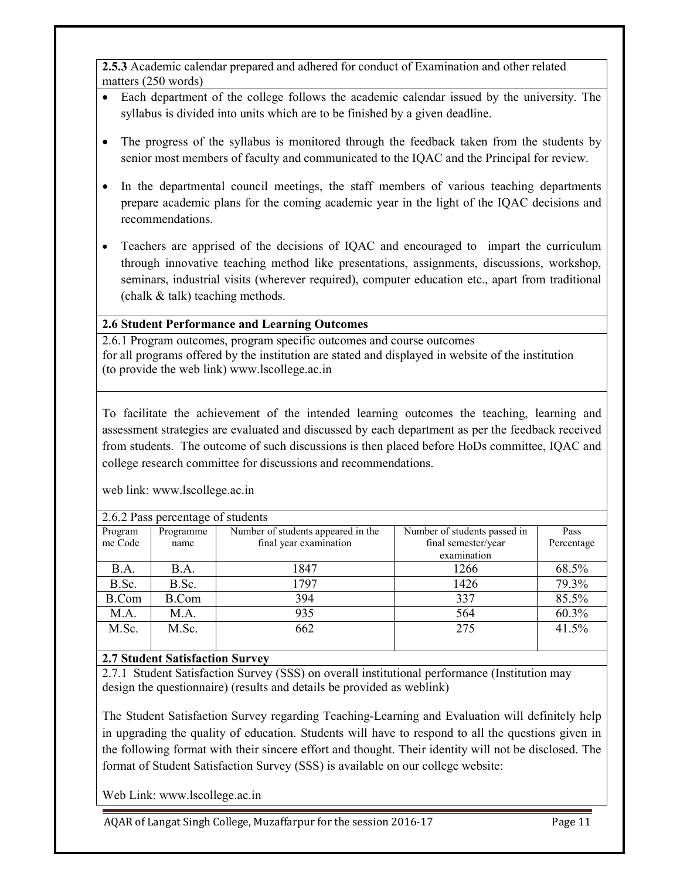**2.5.3** Academic calendar prepared and adhered for conduct of Examination and other related matters (250 words)

- Each department of the college follows the academic calendar issued by the university. The syllabus is divided into units which are to be finished by a given deadline.
- The progress of the syllabus is monitored through the feedback taken from the students by senior most members of faculty and communicated to the IQAC and the Principal for review.
- In the departmental council meetings, the staff members of various teaching departments prepare academic plans for the coming academic year in the light of the IQAC decisions and recommendations.
- Teachers are apprised of the decisions of IQAC and encouraged to impart the curriculum through innovative teaching method like presentations, assignments, discussions, workshop, seminars, industrial visits (wherever required), computer education etc., apart from traditional (chalk & talk) teaching methods.

**2.6 Student Performance and Learning Outcomes**

2.6.1 Program outcomes, program specific outcomes and course outcomes for all programs offered by the institution are stated and displayed in website of the institution (to provide the web link) www.lscollege.ac.in

To facilitate the achievement of the intended learning outcomes the teaching, learning and assessment strategies are evaluated and discussed by each department as per the feedback received from students. The outcome of such discussions is then placed before HoDs committee, IQAC and college research committee for discussions and recommendations.

web link: www.lscollege.ac.in

2.6.2 Pass percentage of students

| Programme Code | Programme name | Number of students appeared in the final year examination | Number of students passed in final semester/year examination | Pass Percentage |
|---|---|---|---|---|
| B.A. | B.A. | 1847 | 1266 | 68.5% |
| B.Sc. | B.Sc. | 1797 | 1426 | 79.3% |
| B.Com | B.Com | 394 | 337 | 85.5% |
| M.A. | M.A. | 935 | 564 | 60.3% |
| M.Sc. | M.Sc. | 662 | 275 | 41.5% |

**2.7 Student Satisfaction Survey**

2.7.1 Student Satisfaction Survey (SSS) on overall institutional performance (Institution may design the questionnaire) (results and details be provided as weblink)

The Student Satisfaction Survey regarding Teaching-Learning and Evaluation will definitely help in upgrading the quality of education. Students will have to respond to all the questions given in the following format with their sincere effort and thought. Their identity will not be disclosed. The format of Student Satisfaction Survey (SSS) is available on our college website:

Web Link: www.lscollege.ac.in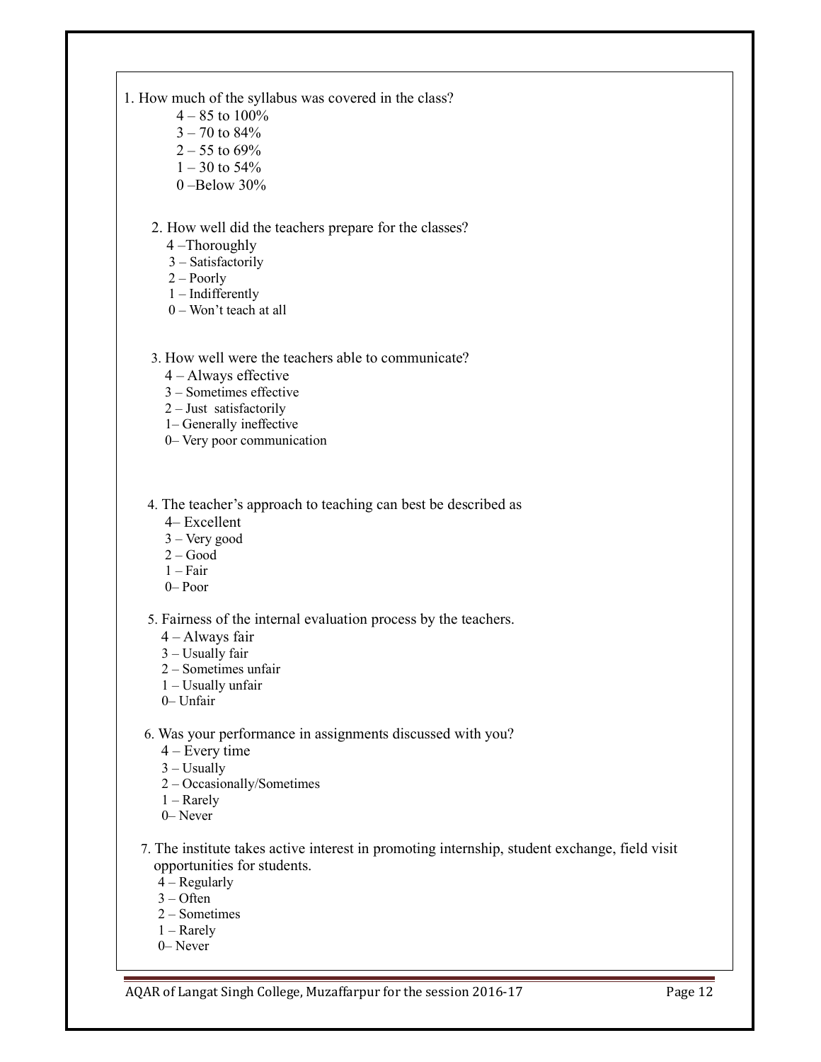1. How much of the syllabus was covered in the class?
   - 4 – 85 to 100%
   - 3 – 70 to 84%
   - 2 – 55 to 69%
   - 1 – 30 to 54%
   - 0 –Below 30%

2. How well did the teachers prepare for the classes?
   - 4 –Thoroughly
   - 3 – Satisfactorily
   - 2 – Poorly
   - 1 – Indifferently
   - 0 – Won't teach at all

3. How well were the teachers able to communicate?
   - 4 – Always effective
   - 3 – Sometimes effective
   - 2 – Just satisfactorily
   - 1– Generally ineffective
   - 0– Very poor communication

4. The teacher's approach to teaching can best be described as
   - 4– Excellent
   - 3 – Very good
   - 2 – Good
   - 1 – Fair
   - 0– Poor

5. Fairness of the internal evaluation process by the teachers.
   - 4 – Always fair
   - 3 – Usually fair
   - 2 – Sometimes unfair
   - 1 – Usually unfair
   - 0– Unfair

6. Was your performance in assignments discussed with you?
   - 4 – Every time
   - 3 – Usually
   - 2 – Occasionally/Sometimes
   - 1 – Rarely
   - 0– Never

7. The institute takes active interest in promoting internship, student exchange, field visit opportunities for students.
   - 4 – Regularly
   - 3 – Often
   - 2 – Sometimes
   - 1 – Rarely
   - 0– Never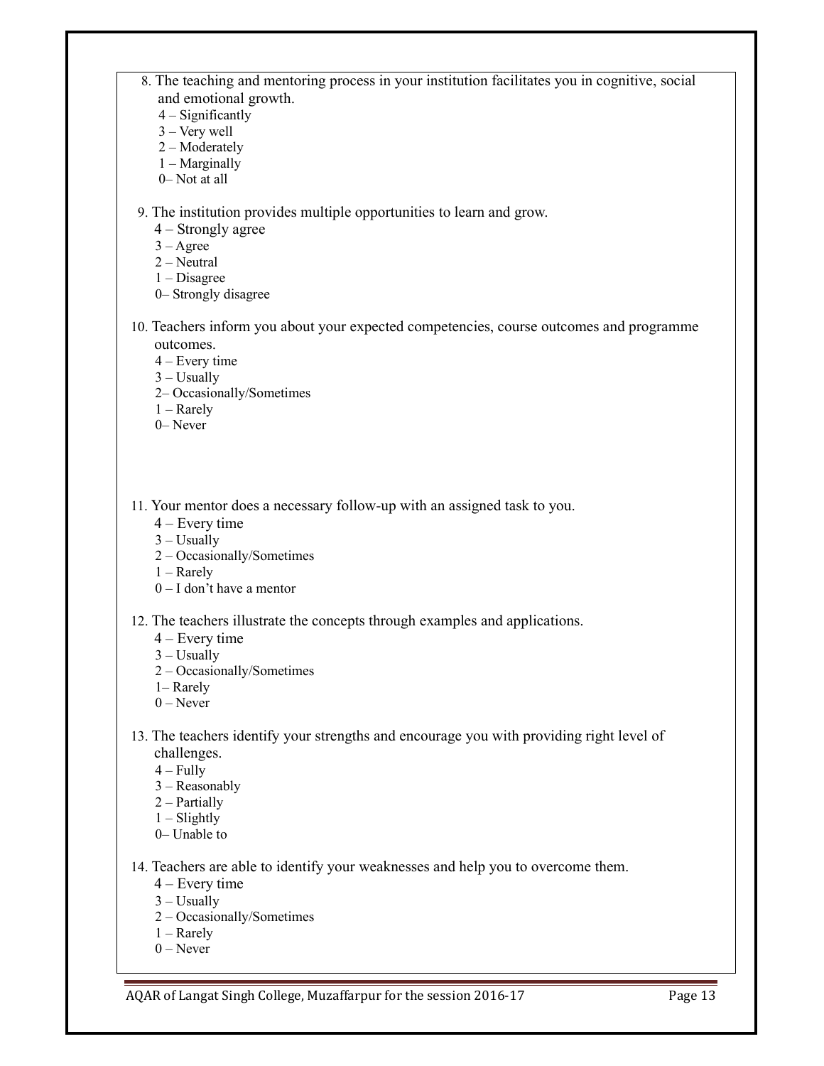8. The teaching and mentoring process in your institution facilitates you in cognitive, social and emotional growth.
   4 – Significantly
   3 – Very well
   2 – Moderately
   1 – Marginally
   0– Not at all

9. The institution provides multiple opportunities to learn and grow.
   4 – Strongly agree
   3 – Agree
   2 – Neutral
   1 – Disagree
   0– Strongly disagree

10. Teachers inform you about your expected competencies, course outcomes and programme outcomes.
    4 – Every time
    3 – Usually
    2– Occasionally/Sometimes
    1 – Rarely
    0– Never

11. Your mentor does a necessary follow-up with an assigned task to you.
    4 – Every time
    3 – Usually
    2 – Occasionally/Sometimes
    1 – Rarely
    0 – I don't have a mentor

12. The teachers illustrate the concepts through examples and applications.
    4 – Every time
    3 – Usually
    2 – Occasionally/Sometimes
    1– Rarely
    0 – Never

13. The teachers identify your strengths and encourage you with providing right level of challenges.
    4 – Fully
    3 – Reasonably
    2 – Partially
    1 – Slightly
    0– Unable to

14. Teachers are able to identify your weaknesses and help you to overcome them.
    4 – Every time
    3 – Usually
    2 – Occasionally/Sometimes
    1 – Rarely
    0 – Never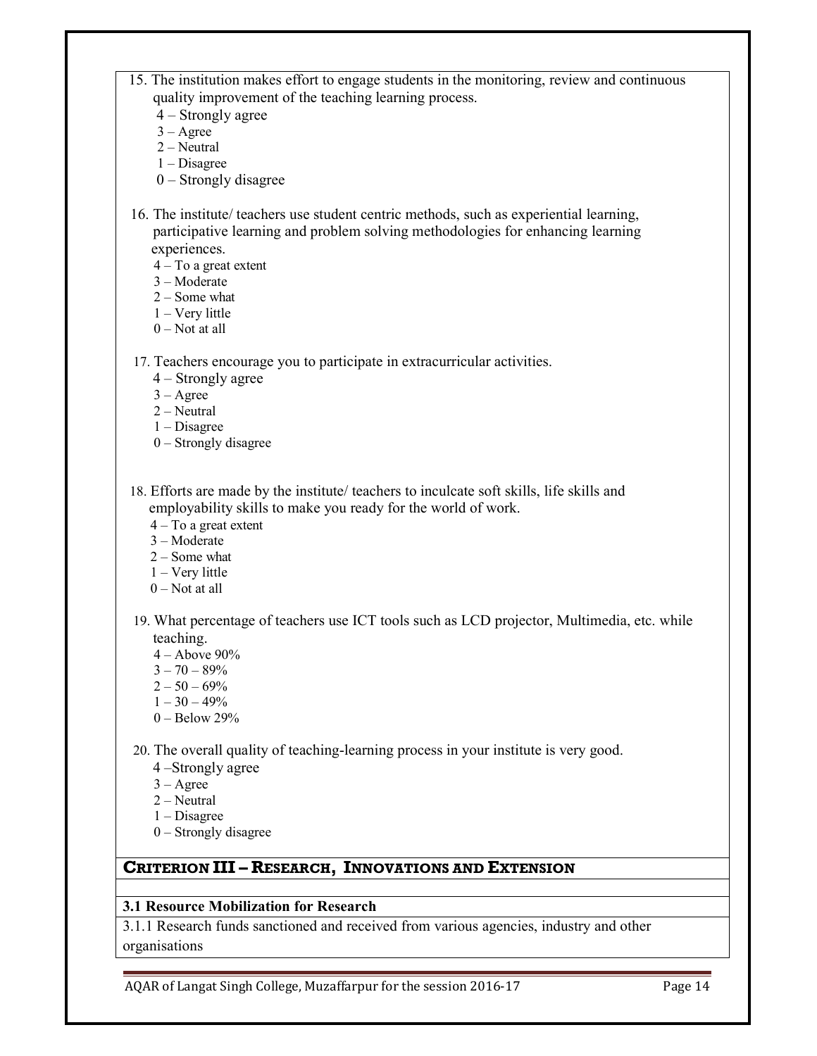15. The institution makes effort to engage students in the monitoring, review and continuous quality improvement of the teaching learning process.
    4 – Strongly agree
    3 – Agree
    2 – Neutral
    1 – Disagree
    0 – Strongly disagree

16. The institute/ teachers use student centric methods, such as experiential learning, participative learning and problem solving methodologies for enhancing learning experiences.
    4 – To a great extent
    3 – Moderate
    2 – Some what
    1 – Very little
    0 – Not at all

17. Teachers encourage you to participate in extracurricular activities.
    4 – Strongly agree
    3 – Agree
    2 – Neutral
    1 – Disagree
    0 – Strongly disagree

18. Efforts are made by the institute/ teachers to inculcate soft skills, life skills and employability skills to make you ready for the world of work.
    4 – To a great extent
    3 – Moderate
    2 – Some what
    1 – Very little
    0 – Not at all

19. What percentage of teachers use ICT tools such as LCD projector, Multimedia, etc. while teaching.
    4 – Above 90%
    3 – 70 – 89%
    2 – 50 – 69%
    1 – 30 – 49%
    0 – Below 29%

20. The overall quality of teaching-learning process in your institute is very good.
    4 –Strongly agree
    3 – Agree
    2 – Neutral
    1 – Disagree
    0 – Strongly disagree

## CRITERION III – RESEARCH, INNOVATIONS AND EXTENSION

**3.1 Resource Mobilization for Research**

3.1.1 Research funds sanctioned and received from various agencies, industry and other organisations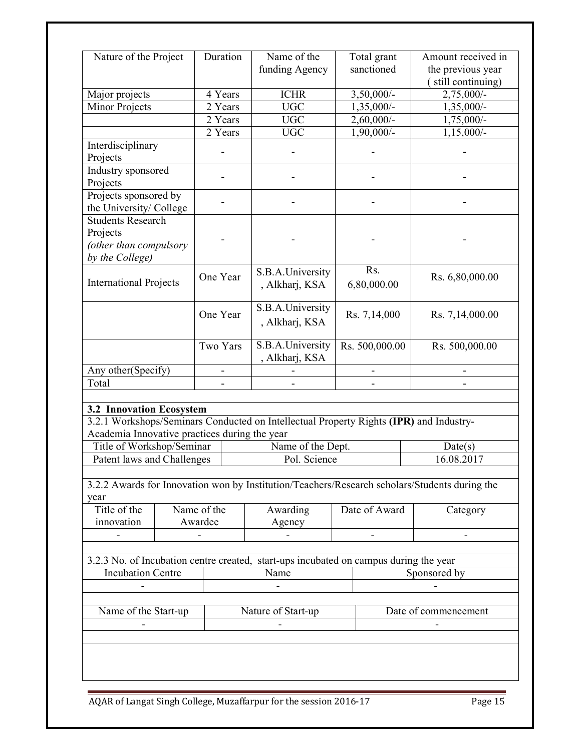| Nature of the Project | Duration | Name of the funding Agency | Total grant sanctioned | Amount received in the previous year ( still continuing) |
|---|---|---|---|---|
| Major projects | 4 Years | ICHR | 3,50,000/- | 2,75,000/- |
| Minor Projects | 2 Years | UGC | 1,35,000/- | 1,35,000/- |
| | 2 Years | UGC | 2,60,000/- | 1,75,000/- |
| | 2 Years | UGC | 1,90,000/- | 1,15,000/- |
| Interdisciplinary Projects | - | - | - | - |
| Industry sponsored Projects | - | - | - | - |
| Projects sponsored by the University/ College | - | - | - | - |
| Students Research Projects *(other than compulsory by the College)* | - | - | - | - |
| International Projects | One Year | S.B.A.University , Alkharj, KSA | Rs. 6,80,000.00 | Rs. 6,80,000.00 |
| | One Year | S.B.A.University , Alkharj, KSA | Rs. 7,14,000 | Rs. 7,14,000.00 |
| | Two Yars | S.B.A.University , Alkharj, KSA | Rs. 500,000.00 | Rs. 500,000.00 |
| Any other(Specify) | - | - | - | - |
| Total | - | - | - | - |

**3.2 Innovation Ecosystem**

3.2.1 Workshops/Seminars Conducted on Intellectual Property Rights **(IPR)** and Industry-Academia Innovative practices during the year

| Title of Workshop/Seminar | Name of the Dept. | Date(s) |
|---|---|---|
| Patent laws and Challenges | Pol. Science | 16.08.2017 |

3.2.2 Awards for Innovation won by Institution/Teachers/Research scholars/Students during the year

| Title of the innovation | Name of the Awardee | Awarding Agency | Date of Award | Category |
|---|---|---|---|---|
| - | - | - | - | - |

3.2.3 No. of Incubation centre created, start-ups incubated on campus during the year

| Incubation Centre | Name | Sponsored by |
|---|---|---|
| - | - | - |

| Name of the Start-up | Nature of Start-up | Date of commencement |
|---|---|---|
| - | - | - |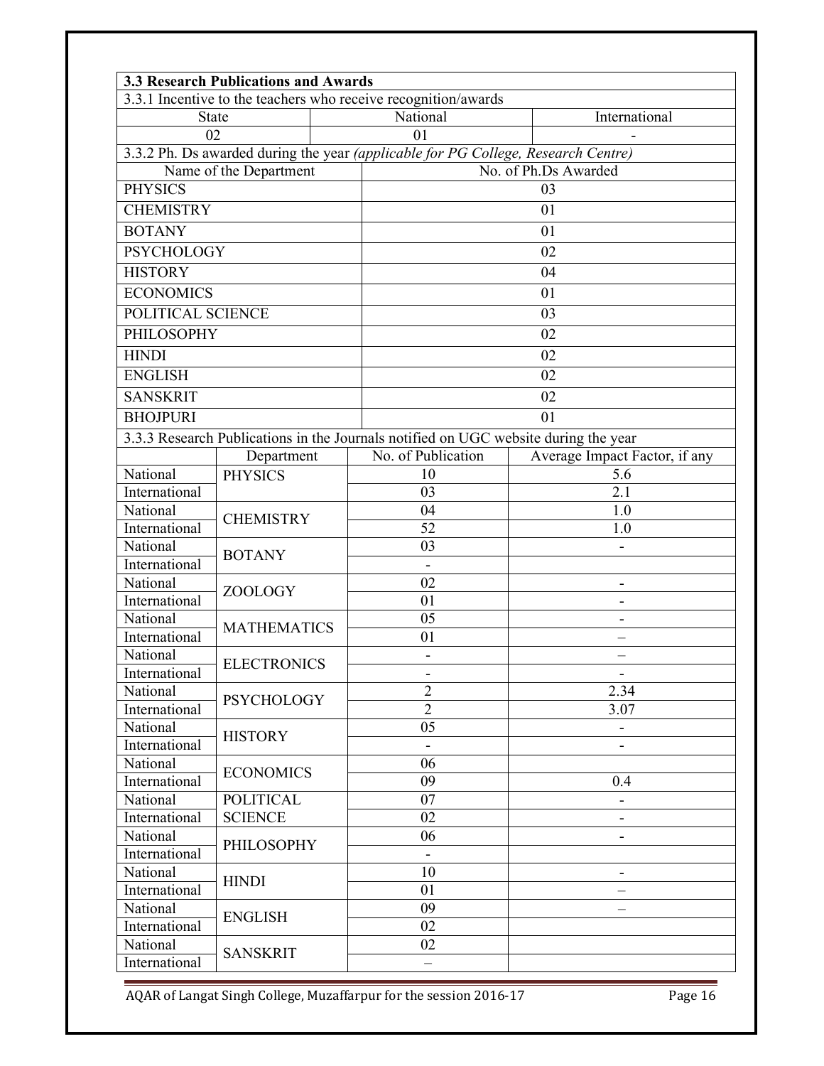**3.3 Research Publications and Awards**

3.3.1 Incentive to the teachers who receive recognition/awards

| State | National | International |
|---|---|---|
| 02 | 01 | - |

3.3.2 Ph. Ds awarded during the year *(applicable for PG College, Research Centre)*

| Name of the Department | No. of Ph.Ds Awarded |
|---|---|
| PHYSICS | 03 |
| CHEMISTRY | 01 |
| BOTANY | 01 |
| PSYCHOLOGY | 02 |
| HISTORY | 04 |
| ECONOMICS | 01 |
| POLITICAL SCIENCE | 03 |
| PHILOSOPHY | 02 |
| HINDI | 02 |
| ENGLISH | 02 |
| SANSKRIT | 02 |
| BHOJPURI | 01 |

3.3.3 Research Publications in the Journals notified on UGC website during the year

| | Department | No. of Publication | Average Impact Factor, if any |
|---|---|---|---|
| National | PHYSICS | 10 | 5.6 |
| International | | 03 | 2.1 |
| National | CHEMISTRY | 04 | 1.0 |
| International | | 52 | 1.0 |
| National | BOTANY | 03 | - |
| International | | - | |
| National | ZOOLOGY | 02 | - |
| International | | 01 | - |
| National | MATHEMATICS | 05 | - |
| International | | 01 | – |
| National | ELECTRONICS | - | – |
| International | | - | - |
| National | PSYCHOLOGY | 2 | 2.34 |
| International | | 2 | 3.07 |
| National | HISTORY | 05 | - |
| International | | - | - |
| National | ECONOMICS | 06 | |
| International | | 09 | 0.4 |
| National | POLITICAL SCIENCE | 07 | - |
| International | | 02 | - |
| National | PHILOSOPHY | 06 | - |
| International | | - | |
| National | HINDI | 10 | - |
| International | | 01 | – |
| National | ENGLISH | 09 | – |
| International | | 02 | |
| National | SANSKRIT | 02 | |
| International | | – | |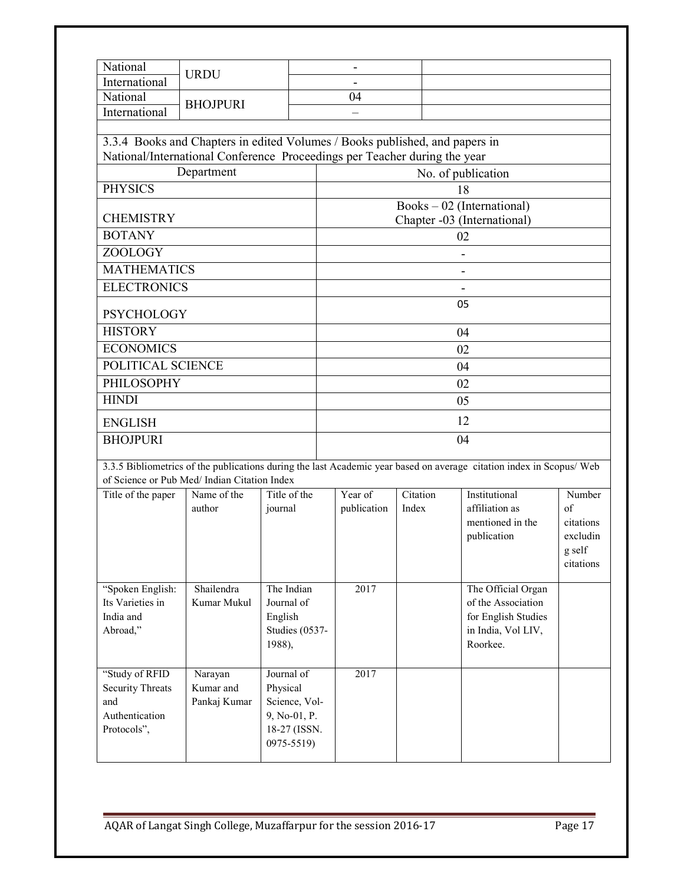| National | URDU | - | |
|---|---|---|---|
| International | | - | |
| National | BHOJPURI | 04 | |
| International | | – | |

3.3.4 Books and Chapters in edited Volumes / Books published, and papers in National/International Conference Proceedings per Teacher during the year

| Department | No. of publication |
|---|---|
| PHYSICS | 18 |
| CHEMISTRY | Books – 02 (International)<br>Chapter -03 (International) |
| BOTANY | 02 |
| ZOOLOGY | - |
| MATHEMATICS | - |
| ELECTRONICS | - |
| PSYCHOLOGY | 05 |
| HISTORY | 04 |
| ECONOMICS | 02 |
| POLITICAL SCIENCE | 04 |
| PHILOSOPHY | 02 |
| HINDI | 05 |
| ENGLISH | 12 |
| BHOJPURI | 04 |

3.3.5 Bibliometrics of the publications during the last Academic year based on average citation index in Scopus/ Web of Science or Pub Med/ Indian Citation Index

| Title of the paper | Name of the author | Title of the journal | Year of publication | Citation Index | Institutional affiliation as mentioned in the publication | Number of citations excluding self citations |
|---|---|---|---|---|---|---|
| "Spoken English: Its Varieties in India and Abroad," | Shailendra Kumar Mukul | The Indian Journal of English Studies (0537-1988), | 2017 | | The Official Organ of the Association for English Studies in India, Vol LIV, Roorkee. | |
| "Study of RFID Security Threats and Authentication Protocols", | Narayan Kumar and Pankaj Kumar | Journal of Physical Science, Vol-9, No-01, P. 18-27 (ISSN. 0975-5519) | 2017 | | | |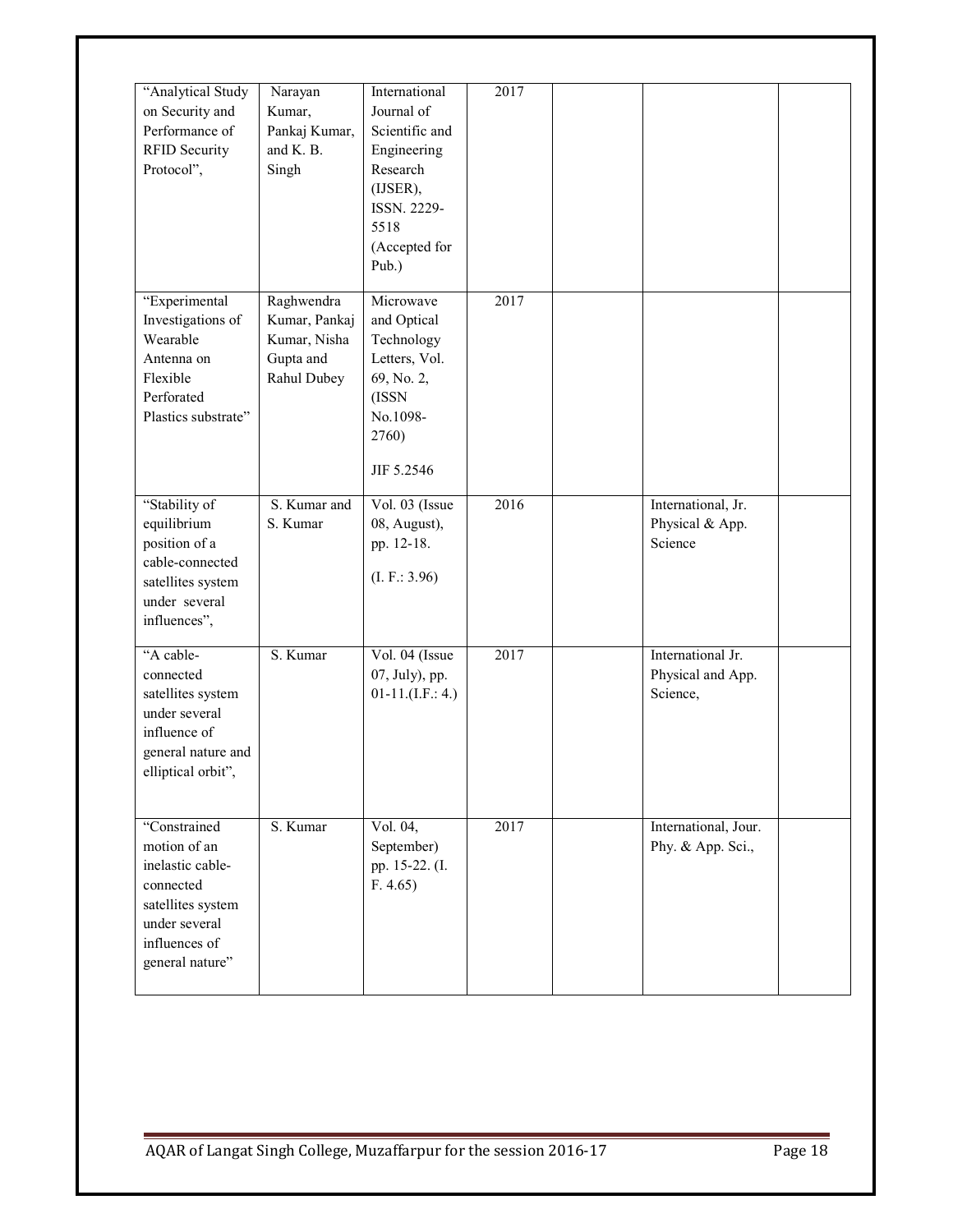| | | | | | | |
|---|---|---|---|---|---|---|
| "Analytical Study on Security and Performance of RFID Security Protocol", | Narayan Kumar, Pankaj Kumar, and K. B. Singh | International Journal of Scientific and Engineering Research (IJSER), ISSN. 2229-5518 (Accepted for Pub.) | 2017 | | | |
| "Experimental Investigations of Wearable Antenna on Flexible Perforated Plastics substrate" | Raghwendra Kumar, Pankaj Kumar, Nisha Gupta and Rahul Dubey | Microwave and Optical Technology Letters, Vol. 69, No. 2, (ISSN No.1098-2760) JIF 5.2546 | 2017 | | | |
| "Stability of equilibrium position of a cable-connected satellites system under several influences", | S. Kumar and S. Kumar | Vol. 03 (Issue 08, August), pp. 12-18. (I. F.: 3.96) | 2016 | | International, Jr. Physical & App. Science | |
| "A cable-connected satellites system under several influence of general nature and elliptical orbit", | S. Kumar | Vol. 04 (Issue 07, July), pp. 01-11.(I.F.: 4.) | 2017 | | International Jr. Physical and App. Science, | |
| "Constrained motion of an inelastic cable-connected satellites system under several influences of general nature" | S. Kumar | Vol. 04, September) pp. 15-22. (I. F. 4.65) | 2017 | | International, Jour. Phy. & App. Sci., | |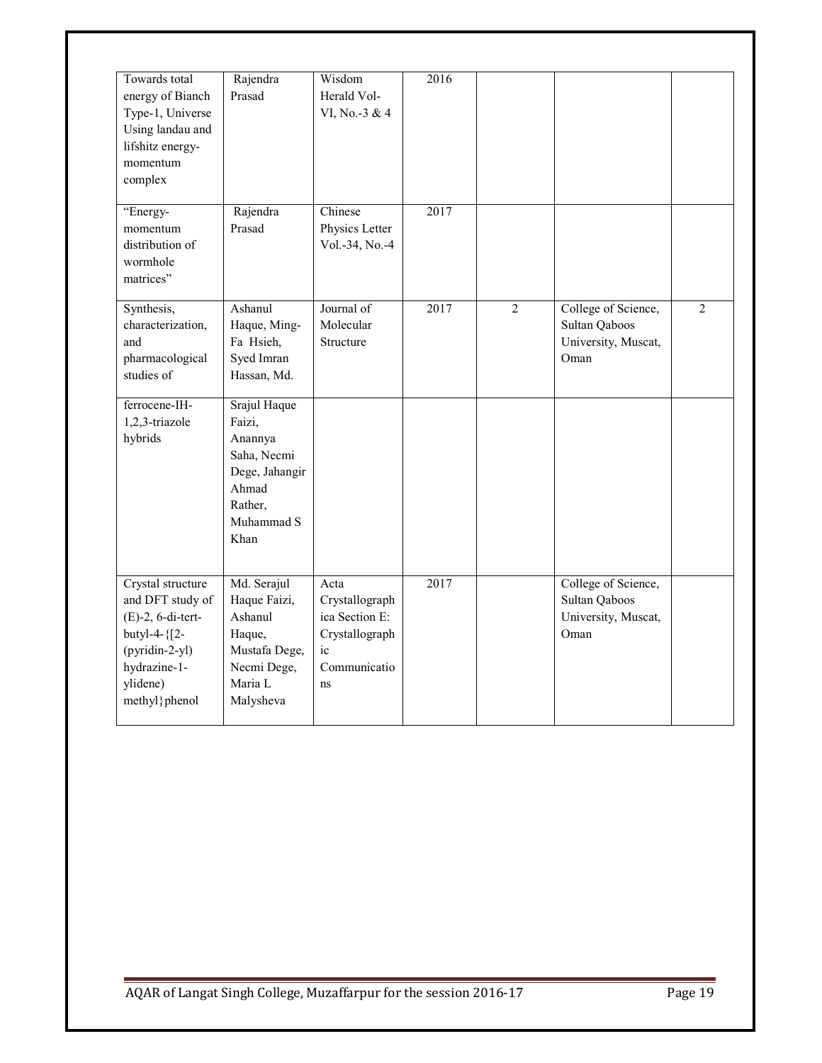| Towards total energy of Bianch Type-1, Universe Using landau and lifshitz energy-momentum complex | Rajendra Prasad | Wisdom Herald Vol-VI, No.-3 & 4 | 2016 | | | |
|---|---|---|---|---|---|---|
| "Energy-momentum distribution of wormhole matrices" | Rajendra Prasad | Chinese Physics Letter Vol.-34, No.-4 | 2017 | | | |
| Synthesis, characterization, and pharmacological studies of | Ashanul Haque, Ming-Fa Hsieh, Syed Imran Hassan, Md. | Journal of Molecular Structure | 2017 | 2 | College of Science, Sultan Qaboos University, Muscat, Oman | 2 |
| ferrocene-IH-1,2,3-triazole hybrids | Srajul Haque Faizi, Anannya Saha, Necmi Dege, Jahangir Ahmad Rather, Muhammad S Khan | | | | | |
| Crystal structure and DFT study of (E)-2, 6-di-tert-butyl-4-{[2-(pyridin-2-yl) hydrazine-1-ylidene) methyl}phenol | Md. Serajul Haque Faizi, Ashanul Haque, Mustafa Dege, Necmi Dege, Maria L Malysheva | Acta Crystallographica Section E: Crystallographic Communications | 2017 | | College of Science, Sultan Qaboos University, Muscat, Oman | |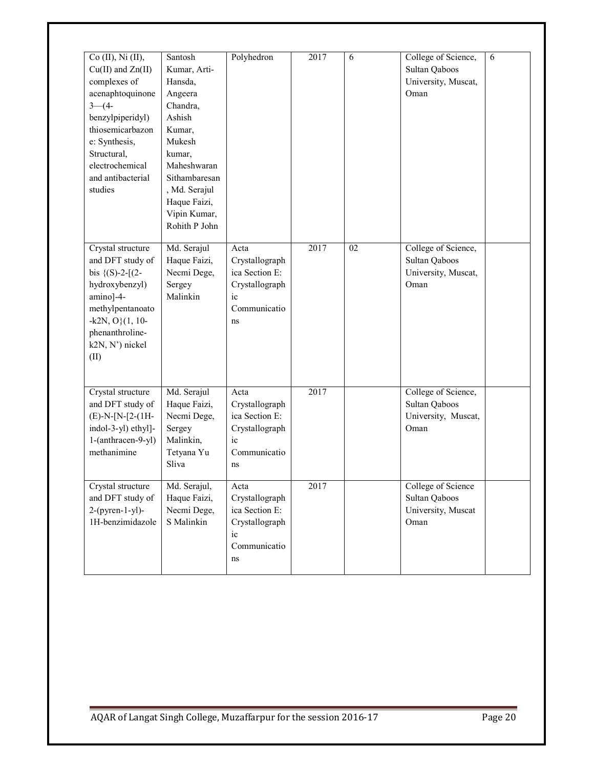| Co (II), Ni (II), Cu(II) and Zn(II) complexes of acenaphtoquinone 3—(4-benzylpiperidyl) thiosemicarbazone: Synthesis, Structural, electrochemical and antibacterial studies | Santosh Kumar, Arti-Hansda, Angeera Chandra, Ashish Kumar, Mukesh kumar, Maheshwaran Sithambaresan, Md. Serajul Haque Faizi, Vipin Kumar, Rohith P John | Polyhedron | 2017 | 6 | College of Science, Sultan Qaboos University, Muscat, Oman | 6 |
|---|---|---|---|---|---|---|
| Crystal structure and DFT study of bis {(S)-2-[(2-hydroxybenzyl) amino]-4-methylpentanoato-k2N, O}(1, 10-phenanthroline-k2N, N') nickel (II) | Md. Serajul Haque Faizi, Necmi Dege, Sergey Malinkin | Acta Crystallographica Section E: Crystallographic Communications | 2017 | 02 | College of Science, Sultan Qaboos University, Muscat, Oman | |
| Crystal structure and DFT study of (E)-N-[N-[2-(1H-indol-3-yl) ethyl]-1-(anthracen-9-yl) methanimine | Md. Serajul Haque Faizi, Necmi Dege, Sergey Malinkin, Tetyana Yu Sliva | Acta Crystallographica Section E: Crystallographic Communications | 2017 | | College of Science, Sultan Qaboos University, Muscat, Oman | |
| Crystal structure and DFT study of 2-(pyren-1-yl)-1H-benzimidazole | Md. Serajul, Haque Faizi, Necmi Dege, S Malinkin | Acta Crystallographica Section E: Crystallographic Communications | 2017 | | College of Science Sultan Qaboos University, Muscat Oman | |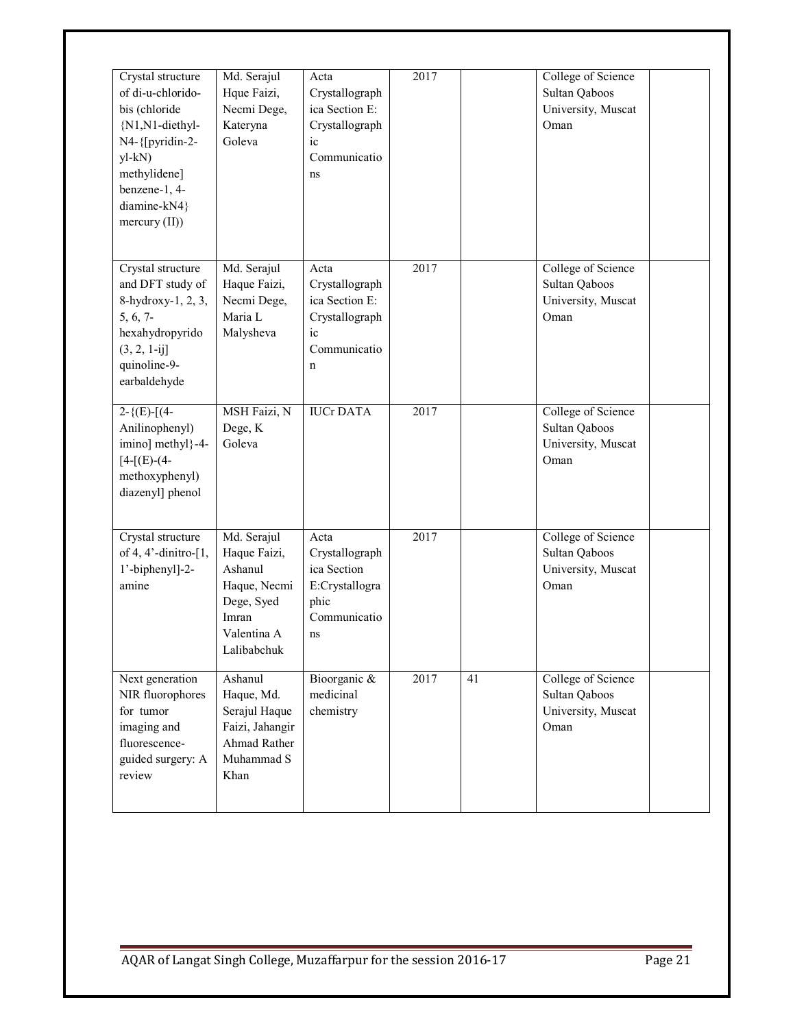| Crystal structure of di-u-chlorido-bis (chloride {N1,N1-diethyl-N4-{[pyridin-2-yl-kN) methylidene] benzene-1, 4-diamine-kN4} mercury (II)) | Md. Serajul Hque Faizi, Necmi Dege, Kateryna Goleva | Acta Crystallographica Section E: Crystallographic Communications | 2017 | | College of Science Sultan Qaboos University, Muscat Oman | |
|---|---|---|---|---|---|---|
| Crystal structure and DFT study of 8-hydroxy-1, 2, 3, 5, 6, 7-hexahydropyrido (3, 2, 1-ij] quinoline-9-earbaldehyde | Md. Serajul Haque Faizi, Necmi Dege, Maria L Malysheva | Acta Crystallographica Section E: Crystallographic Communication | 2017 | | College of Science Sultan Qaboos University, Muscat Oman | |
| 2-{(E)-[(4-Anilinophenyl) imino] methyl}-4-[4-[(E)-(4-methoxyphenyl) diazenyl] phenol | MSH Faizi, N Dege, K Goleva | IUCr DATA | 2017 | | College of Science Sultan Qaboos University, Muscat Oman | |
| Crystal structure of 4, 4'-dinitro-[1, 1'-biphenyl]-2-amine | Md. Serajul Haque Faizi, Ashanul Haque, Necmi Dege, Syed Imran Valentina A Lalibabchuk | Acta Crystallographica Section E:Crystallographic Communications | 2017 | | College of Science Sultan Qaboos University, Muscat Oman | |
| Next generation NIR fluorophores for tumor imaging and fluorescence-guided surgery: A review | Ashanul Haque, Md. Serajul Haque Faizi, Jahangir Ahmad Rather Muhammad S Khan | Bioorganic & medicinal chemistry | 2017 | 41 | College of Science Sultan Qaboos University, Muscat Oman | |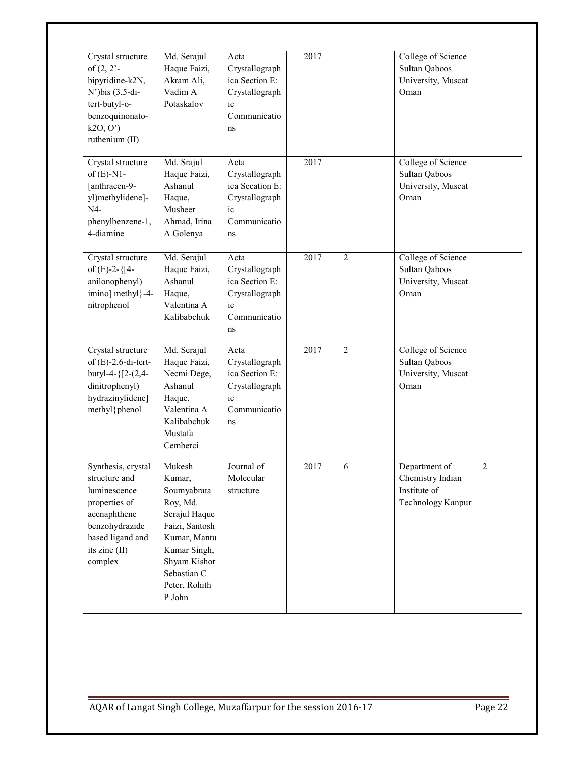| | | | | | | |
|---|---|---|---|---|---|---|
| Crystal structure of (2, 2'-bipyridine-k2N, N')bis (3,5-di-tert-butyl-o-benzoquinonato-k2O, O') ruthenium (II) | Md. Serajul Haque Faizi, Akram Ali, Vadim A Potaskalov | Acta Crystallographica Section E: Crystallographic Communications | 2017 | | College of Science Sultan Qaboos University, Muscat Oman | |
| Crystal structure of (E)-N1-[anthracen-9-yl)methylidene]-N4-phenylbenzene-1, 4-diamine | Md. Srajul Haque Faizi, Ashanul Haque, Musheer Ahmad, Irina A Golenya | Acta Crystallographica Secation E: Crystallographic Communications | 2017 | | College of Science Sultan Qaboos University, Muscat Oman | |
| Crystal structure of (E)-2-{[4-anilonophenyl) imino] methyl}-4-nitrophenol | Md. Serajul Haque Faizi, Ashanul Haque, Valentina A Kalibabchuk | Acta Crystallographica Section E: Crystallographic Communications | 2017 | 2 | College of Science Sultan Qaboos University, Muscat Oman | |
| Crystal structure of (E)-2,6-di-tert-butyl-4-{[2-(2,4-dinitrophenyl) hydrazinylidene] methyl}phenol | Md. Serajul Haque Faizi, Necmi Dege, Ashanul Haque, Valentina A Kalibabchuk Mustafa Cemberci | Acta Crystallographica Section E: Crystallographic Communications | 2017 | 2 | College of Science Sultan Qaboos University, Muscat Oman | |
| Synthesis, crystal structure and luminescence properties of acenaphthene benzohydrazide based ligand and its zine (II) complex | Mukesh Kumar, Soumyabrata Roy, Md. Serajul Haque Faizi, Santosh Kumar, Mantu Kumar Singh, Shyam Kishor Sebastian C Peter, Rohith P John | Journal of Molecular structure | 2017 | 6 | Department of Chemistry Indian Institute of Technology Kanpur | 2 |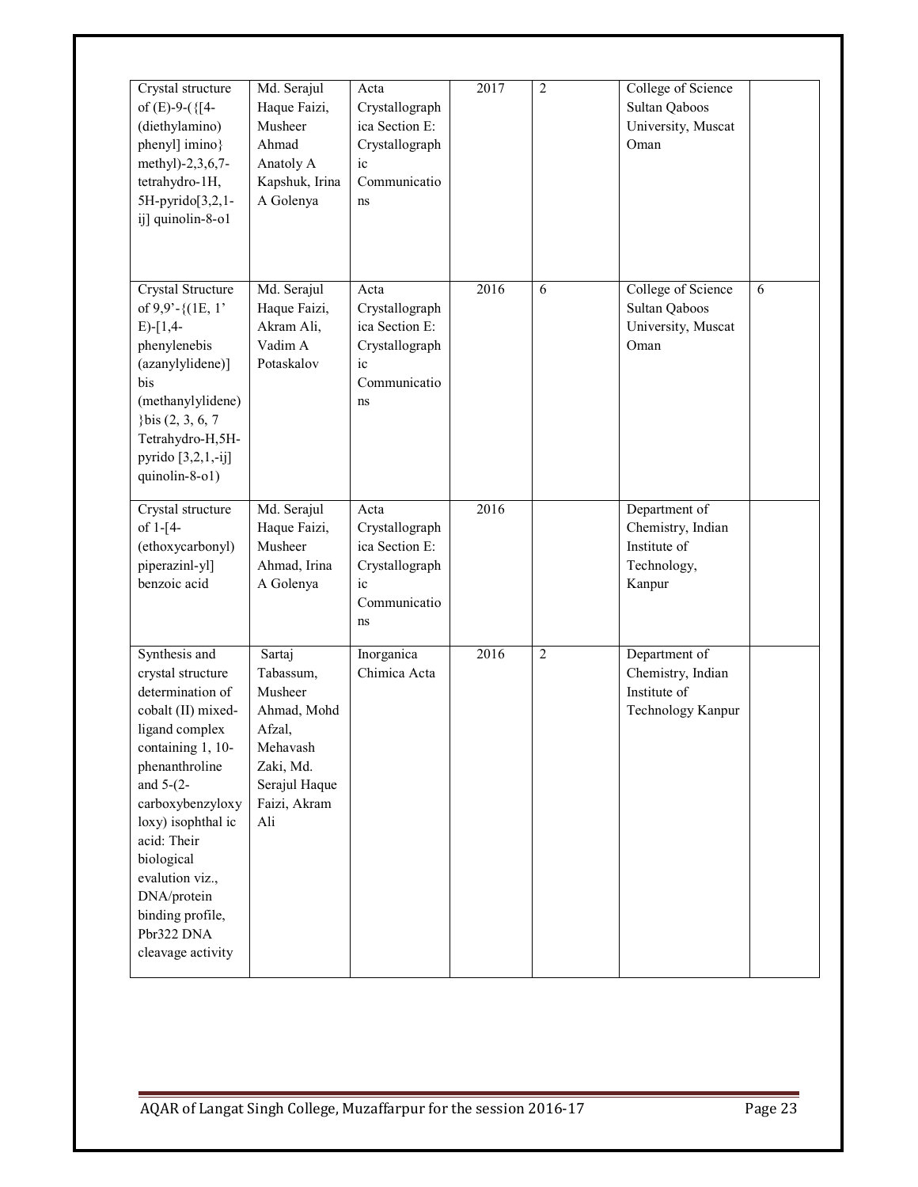| Crystal structure of (E)-9-({[4-(diethylamino) phenyl] imino} methyl)-2,3,6,7-tetrahydro-1H, 5H-pyrido[3,2,1-ij] quinolin-8-o1 | Md. Serajul Haque Faizi, Musheer Ahmad Anatoly A Kapshuk, Irina A Golenya | Acta Crystallographica Section E: Crystallographic Communications | 2017 | 2 | College of Science Sultan Qaboos University, Muscat Oman | |
|---|---|---|---|---|---|---|
| Crystal Structure of 9,9'-{(1E, 1' E)-[1,4-phenylenebis (azanylylidene)] bis (methanylylidene) }bis (2, 3, 6, 7 Tetrahydro-H,5H-pyrido [3,2,1,-ij] quinolin-8-o1) | Md. Serajul Haque Faizi, Akram Ali, Vadim A Potaskalov | Acta Crystallographica Section E: Crystallographic Communications | 2016 | 6 | College of Science Sultan Qaboos University, Muscat Oman | 6 |
| Crystal structure of 1-[4-(ethoxycarbonyl) piperazinl-yl] benzoic acid | Md. Serajul Haque Faizi, Musheer Ahmad, Irina A Golenya | Acta Crystallographica Section E: Crystallographic Communications | 2016 | | Department of Chemistry, Indian Institute of Technology, Kanpur | |
| Synthesis and crystal structure determination of cobalt (II) mixed-ligand complex containing 1, 10-phenanthroline and 5-(2-carboxybenzyloxy loxy) isophthal ic acid: Their biological evalution viz., DNA/protein binding profile, Pbr322 DNA cleavage activity | Sartaj Tabassum, Musheer Ahmad, Mohd Afzal, Mehavash Zaki, Md. Serajul Haque Faizi, Akram Ali | Inorganica Chimica Acta | 2016 | 2 | Department of Chemistry, Indian Institute of Technology Kanpur | |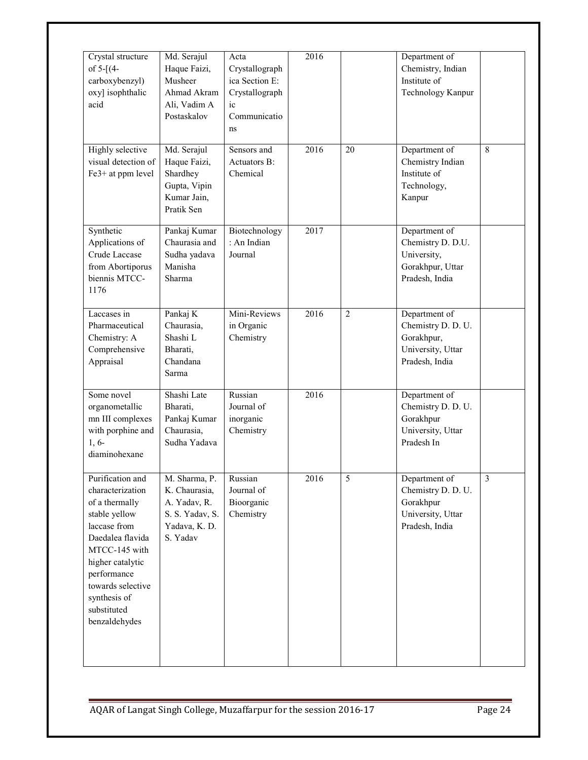| Crystal structure of 5-[(4-carboxybenzyl) oxy] isophthalic acid | Md. Serajul Haque Faizi, Musheer Ahmad Akram Ali, Vadim A Postaskalov | Acta Crystallographica Section E: Crystallographic Communications | 2016 | | Department of Chemistry, Indian Institute of Technology Kanpur | |
|---|---|---|---|---|---|---|
| Highly selective visual detection of Fe3+ at ppm level | Md. Serajul Haque Faizi, Shardhey Gupta, Vipin Kumar Jain, Pratik Sen | Sensors and Actuators B: Chemical | 2016 | 20 | Department of Chemistry Indian Institute of Technology, Kanpur | 8 |
| Synthetic Applications of Crude Laccase from Abortiporus biennis MTCC-1176 | Pankaj Kumar Chaurasia and Sudha yadava Manisha Sharma | Biotechnology : An Indian Journal | 2017 | | Department of Chemistry D. D.U. University, Gorakhpur, Uttar Pradesh, India | |
| Laccases in Pharmaceutical Chemistry: A Comprehensive Appraisal | Pankaj K Chaurasia, Shashi L Bharati, Chandana Sarma | Mini-Reviews in Organic Chemistry | 2016 | 2 | Department of Chemistry D. D. U. Gorakhpur, University, Uttar Pradesh, India | |
| Some novel organometallic mn III complexes with porphine and 1, 6-diaminohexane | Shashi Late Bharati, Pankaj Kumar Chaurasia, Sudha Yadava | Russian Journal of inorganic Chemistry | 2016 | | Department of Chemistry D. D. U. Gorakhpur University, Uttar Pradesh In | |
| Purification and characterization of a thermally stable yellow laccase from Daedalea flavida MTCC-145 with higher catalytic performance towards selective synthesis of substituted benzaldehydes | M. Sharma, P. K. Chaurasia, A. Yadav, R. S. S. Yadav, S. Yadava, K. D. S. Yadav | Russian Journal of Bioorganic Chemistry | 2016 | 5 | Department of Chemistry D. D. U. Gorakhpur University, Uttar Pradesh, India | 3 |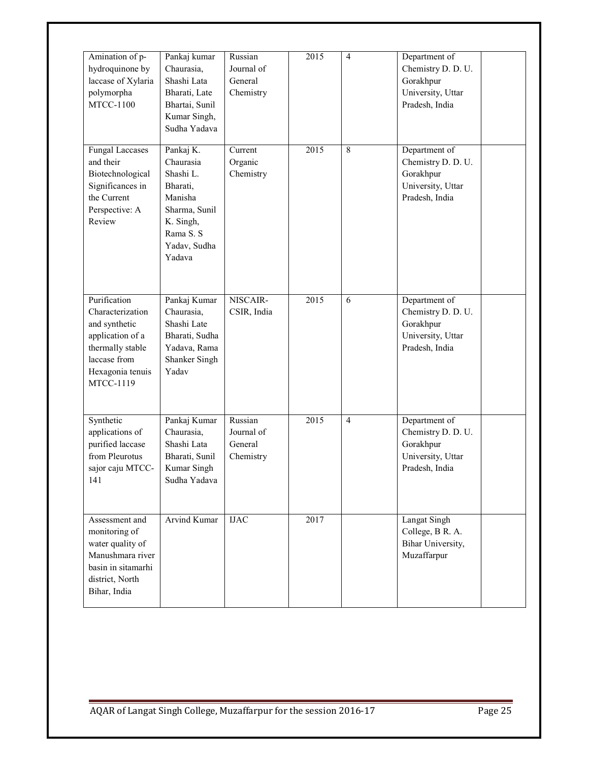| | | | | | | |
|---|---|---|---|---|---|---|
| Amination of p-hydroquinone by laccase of Xylaria polymorpha MTCC-1100 | Pankaj kumar Chaurasia, Shashi Lata Bharati, Late Bhartai, Sunil Kumar Singh, Sudha Yadava | Russian Journal of General Chemistry | 2015 | 4 | Department of Chemistry D. D. U. Gorakhpur University, Uttar Pradesh, India | |
| Fungal Laccases and their Biotechnological Significances in the Current Perspective: A Review | Pankaj K. Chaurasia Shashi L. Bharati, Manisha Sharma, Sunil K. Singh, Rama S. S Yadav, Sudha Yadava | Current Organic Chemistry | 2015 | 8 | Department of Chemistry D. D. U. Gorakhpur University, Uttar Pradesh, India | |
| Purification Characterization and synthetic application of a thermally stable laccase from Hexagonia tenuis MTCC-1119 | Pankaj Kumar Chaurasia, Shashi Late Bharati, Sudha Yadava, Rama Shanker Singh Yadav | NISCAIR-CSIR, India | 2015 | 6 | Department of Chemistry D. D. U. Gorakhpur University, Uttar Pradesh, India | |
| Synthetic applications of purified laccase from Pleurotus sajor caju MTCC-141 | Pankaj Kumar Chaurasia, Shashi Lata Bharati, Sunil Kumar Singh Sudha Yadava | Russian Journal of General Chemistry | 2015 | 4 | Department of Chemistry D. D. U. Gorakhpur University, Uttar Pradesh, India | |
| Assessment and monitoring of water quality of Manushmara river basin in sitamarhi district, North Bihar, India | Arvind Kumar | IJAC | 2017 | | Langat Singh College, B R. A. Bihar University, Muzaffarpur | |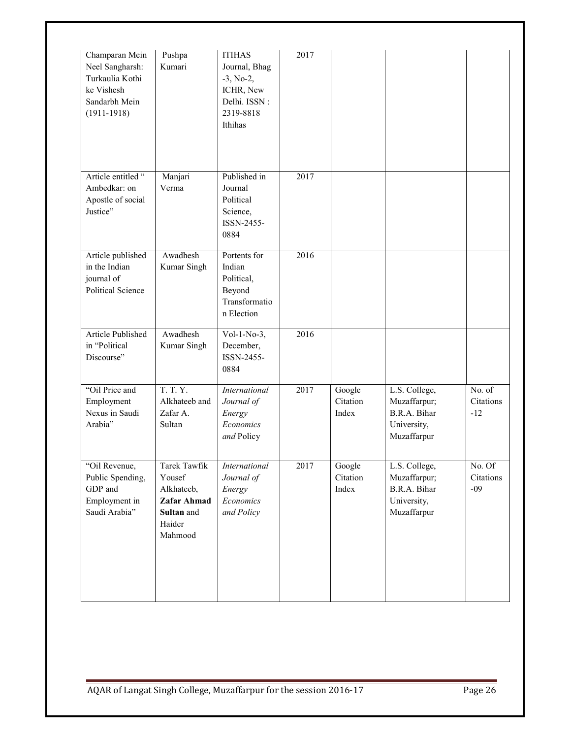| Champaran Mein Neel Sangharsh: Turkaulia Kothi ke Vishesh Sandarbh Mein (1911-1918) | Pushpa Kumari | ITIHAS Journal, Bhag -3, No-2, ICHR, New Delhi. ISSN : 2319-8818 Ithihas | 2017 | | | |
|---|---|---|---|---|---|---|
| Article entitled " Ambedkar: on Apostle of social Justice" | Manjari Verma | Published in Journal Political Science, ISSN-2455-0884 | 2017 | | | |
| Article published in the Indian journal of Political Science | Awadhesh Kumar Singh | Portents for Indian Political, Beyond Transformation Election | 2016 | | | |
| Article Published in "Political Discourse" | Awadhesh Kumar Singh | Vol-1-No-3, December, ISSN-2455-0884 | 2016 | | | |
| "Oil Price and Employment Nexus in Saudi Arabia" | T. T. Y. Alkhateeb and Zafar A. Sultan | *International Journal of Energy Economics and* Policy | 2017 | Google Citation Index | L.S. College, Muzaffarpur; B.R.A. Bihar University, Muzaffarpur | No. of Citations -12 |
| "Oil Revenue, Public Spending, GDP and Employment in Saudi Arabia" | Tarek Tawfik Yousef Alkhateeb, **Zafar Ahmad Sultan** and Haider Mahmood | *International Journal of Energy Economics and Policy* | 2017 | Google Citation Index | L.S. College, Muzaffarpur; B.R.A. Bihar University, Muzaffarpur | No. Of Citations -09 |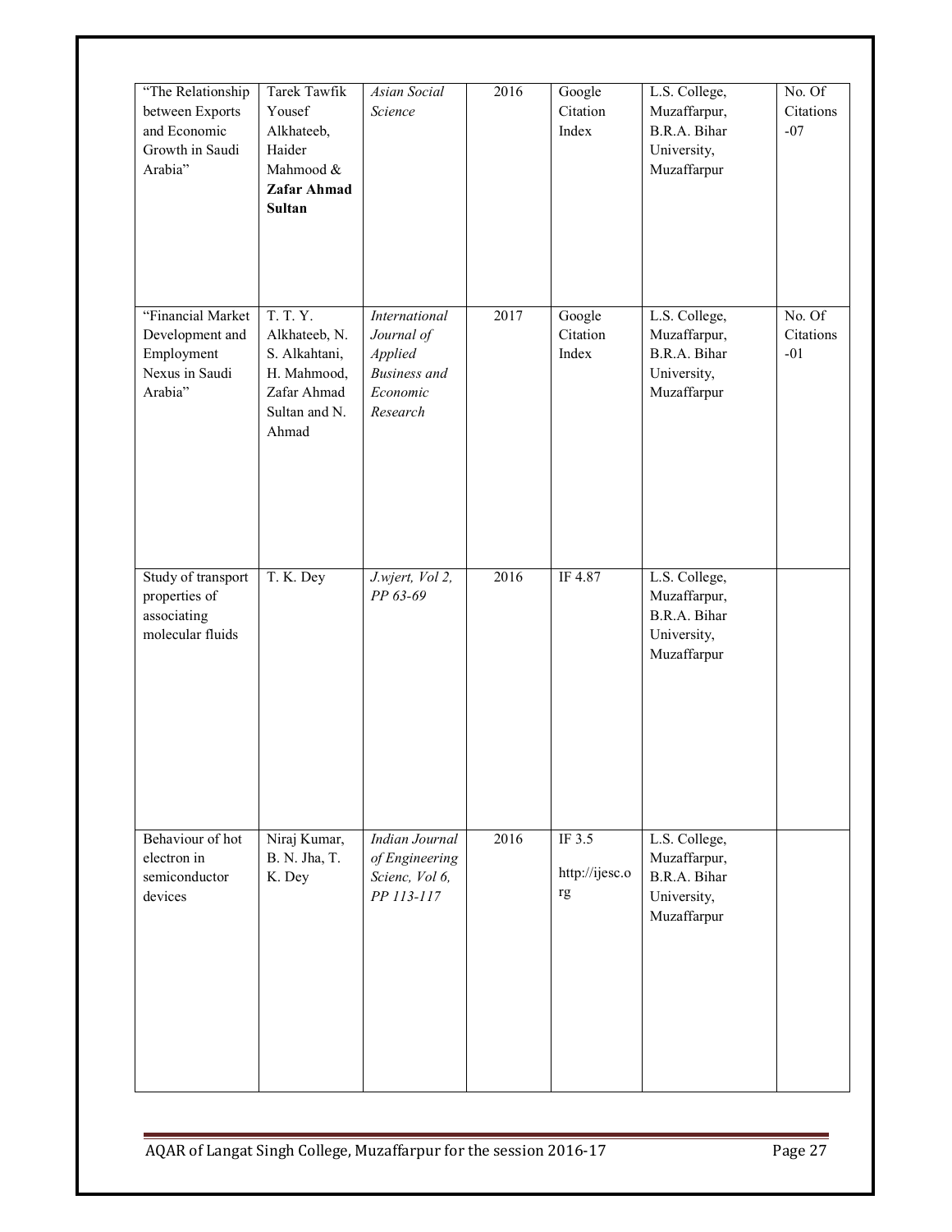| “The Relationship between Exports and Economic Growth in Saudi Arabia” | Tarek Tawfik Yousef Alkhateeb, Haider Mahmood & **Zafar Ahmad Sultan** | *Asian Social Science* | 2016 | Google Citation Index | L.S. College, Muzaffarpur, B.R.A. Bihar University, Muzaffarpur | No. Of Citations -07 |
|---|---|---|---|---|---|---|
| “Financial Market Development and Employment Nexus in Saudi Arabia” | T. T. Y. Alkhateeb, N. S. Alkahtani, H. Mahmood, Zafar Ahmad Sultan and N. Ahmad | *International Journal of Applied Business and Economic Research* | 2017 | Google Citation Index | L.S. College, Muzaffarpur, B.R.A. Bihar University, Muzaffarpur | No. Of Citations -01 |
| Study of transport properties of associating molecular fluids | T. K. Dey | *J.wjert, Vol 2, PP 63-69* | 2016 | IF 4.87 | L.S. College, Muzaffarpur, B.R.A. Bihar University, Muzaffarpur | |
| Behaviour of hot electron in semiconductor devices | Niraj Kumar, B. N. Jha, T. K. Dey | *Indian Journal of Engineering Scienc, Vol 6, PP 113-117* | 2016 | IF 3.5 http://ijesc.org | L.S. College, Muzaffarpur, B.R.A. Bihar University, Muzaffarpur | |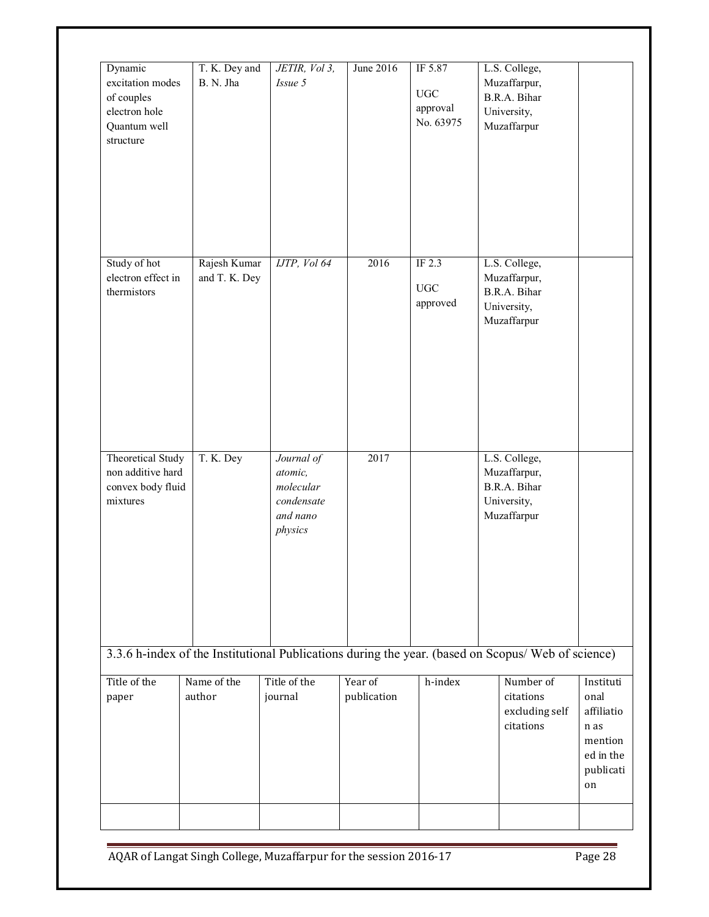| | | | | | | |
|---|---|---|---|---|---|---|
| Dynamic excitation modes of couples electron hole Quantum well structure | T. K. Dey and B. N. Jha | *JETIR, Vol 3, Issue 5* | June 2016 | IF 5.87<br><br>UGC approval No. 63975 | L.S. College, Muzaffarpur, B.R.A. Bihar University, Muzaffarpur | |
| Study of hot electron effect in thermistors | Rajesh Kumar and T. K. Dey | *IJTP, Vol 64* | 2016 | IF 2.3<br><br>UGC approved | L.S. College, Muzaffarpur, B.R.A. Bihar University, Muzaffarpur | |
| Theoretical Study non additive hard convex body fluid mixtures | T. K. Dey | *Journal of atomic, molecular condensate and nano physics* | 2017 | | L.S. College, Muzaffarpur, B.R.A. Bihar University, Muzaffarpur | |

3.3.6 h-index of the Institutional Publications during the year. (based on Scopus/ Web of science)

| Title of the paper | Name of the author | Title of the journal | Year of publication | h-index | Number of citations excluding self citations | Institutional affiliation as mentioned in the publication |
|---|---|---|---|---|---|---|
| | | | | | | |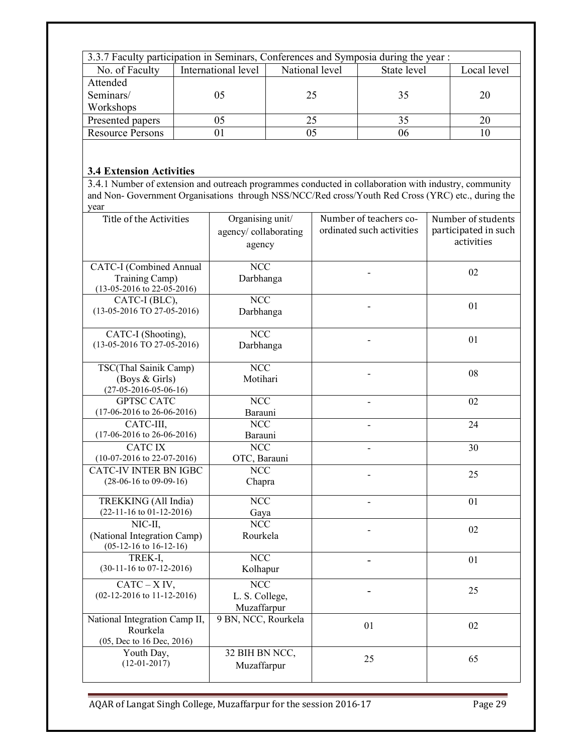| 3.3.7 Faculty participation in Seminars, Conferences and Symposia during the year : | | | | |
|---|---|---|---|---|
| No. of Faculty | International level | National level | State level | Local level |
| Attended Seminars/ Workshops | 05 | 25 | 35 | 20 |
| Presented papers | 05 | 25 | 35 | 20 |
| Resource Persons | 01 | 05 | 06 | 10 |

### 3.4 Extension Activities

3.4.1 Number of extension and outreach programmes conducted in collaboration with industry, community and Non- Government Organisations through NSS/NCC/Red cross/Youth Red Cross (YRC) etc., during the year

| Title of the Activities | Organising unit/ agency/ collaborating agency | Number of teachers co-ordinated such activities | Number of students participated in such activities |
|---|---|---|---|
| CATC-I (Combined Annual Training Camp) (13-05-2016 to 22-05-2016) | NCC Darbhanga | - | 02 |
| CATC-I (BLC), (13-05-2016 TO 27-05-2016) | NCC Darbhanga | - | 01 |
| CATC-I (Shooting), (13-05-2016 TO 27-05-2016) | NCC Darbhanga | - | 01 |
| TSC(Thal Sainik Camp) (Boys & Girls) (27-05-2016-05-06-16) | NCC Motihari | - | 08 |
| GPTSC CATC (17-06-2016 to 26-06-2016) | NCC Barauni | - | 02 |
| CATC-III, (17-06-2016 to 26-06-2016) | NCC Barauni | - | 24 |
| CATC IX (10-07-2016 to 22-07-2016) | NCC OTC, Barauni | - | 30 |
| CATC-IV INTER BN IGBC (28-06-16 to 09-09-16) | NCC Chapra | - | 25 |
| TREKKING (All India) (22-11-16 to 01-12-2016) | NCC Gaya | - | 01 |
| NIC-II, (National Integration Camp) (05-12-16 to 16-12-16) | NCC Rourkela | - | 02 |
| TREK-I, (30-11-16 to 07-12-2016) | NCC Kolhapur | - | 01 |
| CATC – X IV, (02-12-2016 to 11-12-2016) | NCC L. S. College, Muzaffarpur | - | 25 |
| National Integration Camp II, Rourkela (05, Dec to 16 Dec, 2016) | 9 BN, NCC, Rourkela | 01 | 02 |
| Youth Day, (12-01-2017) | 32 BIH BN NCC, Muzaffarpur | 25 | 65 |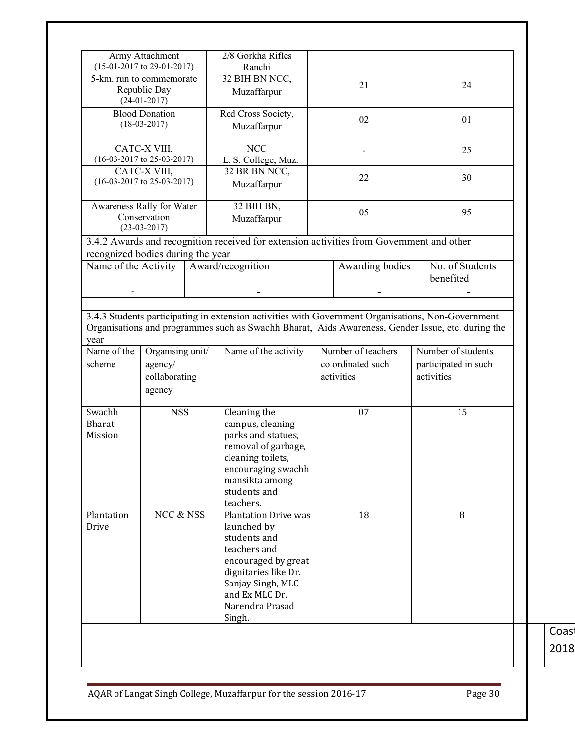| | | | |
|---|---|---|---|
| Army Attachment (15-01-2017 to 29-01-2017) | 2/8 Gorkha Rifles Ranchi | | |
| 5-km. run to commemorate Republic Day (24-01-2017) | 32 BIH BN NCC, Muzaffarpur | 21 | 24 |
| Blood Donation (18-03-2017) | Red Cross Society, Muzaffarpur | 02 | 01 |
| CATC-X VIII, (16-03-2017 to 25-03-2017) | NCC L. S. College, Muz. | - | 25 |
| CATC-X VIII, (16-03-2017 to 25-03-2017) | 32 BR BN NCC, Muzaffarpur | 22 | 30 |
| Awareness Rally for Water Conservation (23-03-2017) | 32 BIH BN, Muzaffarpur | 05 | 95 |

3.4.2 Awards and recognition received for extension activities from Government and other recognized bodies during the year

| Name of the Activity | Award/recognition | Awarding bodies | No. of Students benefited |
|---|---|---|---|
| - | - | - | - |

3.4.3 Students participating in extension activities with Government Organisations, Non-Government Organisations and programmes such as Swachh Bharat, Aids Awareness, Gender Issue, etc. during the year

| Name of the scheme | Organising unit/ agency/ collaborating agency | Name of the activity | Number of teachers co ordinated such activities | Number of students participated in such activities |
|---|---|---|---|---|
| Swachh Bharat Mission | NSS | Cleaning the campus, cleaning parks and statues, removal of garbage, cleaning toilets, encouraging swachh mansikta among students and teachers. | 07 | 15 |
| Plantation Drive | NCC & NSS | Plantation Drive was launched by students and teachers and encouraged by great dignitaries like Dr. Sanjay Singh, MLC and Ex MLC Dr. Narendra Prasad Singh. | 18 | 8 |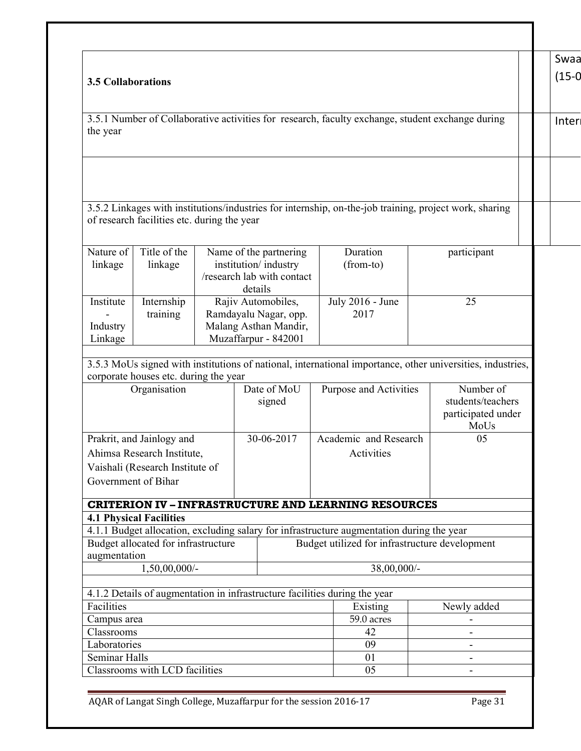**3.5 Collaborations**

3.5.1 Number of Collaborative activities for research, faculty exchange, student exchange during the year

3.5.2 Linkages with institutions/industries for internship, on-the-job training, project work, sharing of research facilities etc. during the year

| Nature of linkage | Title of the linkage | Name of the partnering institution/ industry /research lab with contact details | Duration (from-to) | participant |
|---|---|---|---|---|
| Institute - Industry Linkage | Internship training | Rajiv Automobiles, Ramdayalu Nagar, opp. Malang Asthan Mandir, Muzaffarpur - 842001 | July 2016 - June 2017 | 25 |

3.5.3 MoUs signed with institutions of national, international importance, other universities, industries, corporate houses etc. during the year

| Organisation | Date of MoU signed | Purpose and Activities | Number of students/teachers participated under MoUs |
|---|---|---|---|
| Prakrit, and Jainlogy and Ahimsa Research Institute, Vaishali (Research Institute of Government of Bihar | 30-06-2017 | Academic and Research Activities | 05 |

## CRITERION IV – INFRASTRUCTURE AND LEARNING RESOURCES

**4.1 Physical Facilities**

4.1.1 Budget allocation, excluding salary for infrastructure augmentation during the year

| Budget allocated for infrastructure augmentation | Budget utilized for infrastructure development |
|---|---|
| 1,50,00,000/- | 38,00,000/- |

4.1.2 Details of augmentation in infrastructure facilities during the year

| Facilities | Existing | Newly added |
|---|---|---|
| Campus area | 59.0 acres | - |
| Classrooms | 42 | - |
| Laboratories | 09 | - |
| Seminar Halls | 01 | - |
| Classrooms with LCD facilities | 05 | - |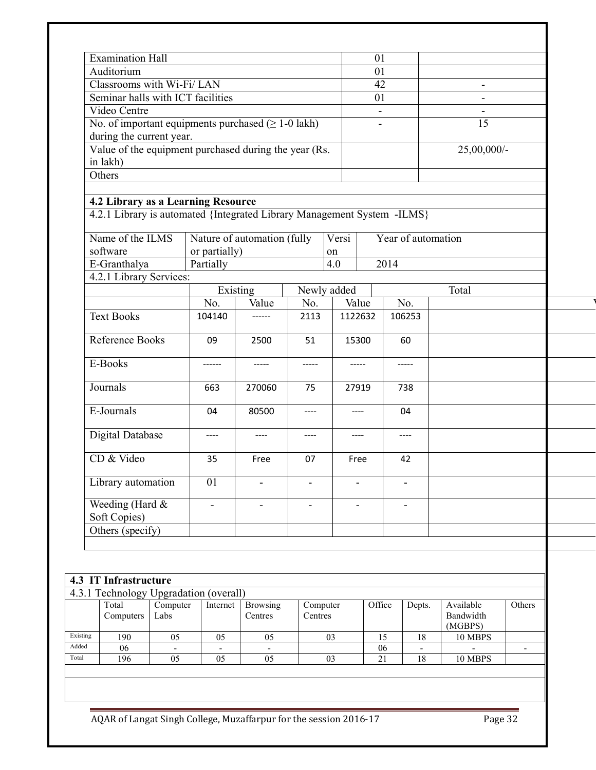| | | |
|---|---|---|
| Examination Hall | 01 | |
| Auditorium | 01 | |
| Classrooms with Wi-Fi/ LAN | 42 | - |
| Seminar halls with ICT facilities | 01 | - |
| Video Centre | - | - |
| No. of important equipments purchased (≥ 1-0 lakh) during the current year. | - | 15 |
| Value of the equipment purchased during the year (Rs. in lakh) | | 25,00,000/- |
| Others | | |

### 4.2 Library as a Learning Resource

4.2.1 Library is automated {Integrated Library Management System -ILMS}

| Name of the ILMS software | Nature of automation (fully or partially) | Version | Year of automation |
|---|---|---|---|
| E-Granthalya | Partially | 4.0 | 2014 |

4.2.1 Library Services:

| | Existing | | Newly added | | Total | |
|---|---|---|---|---|---|---|
| | No. | Value | No. | Value | No. | Value |
| Text Books | 104140 | ------ | 2113 | 1122632 | 106253 | |
| Reference Books | 09 | 2500 | 51 | 15300 | 60 | |
| E-Books | ------ | ----- | ----- | ----- | ----- | |
| Journals | 663 | 270060 | 75 | 27919 | 738 | |
| E-Journals | 04 | 80500 | ---- | ---- | 04 | |
| Digital Database | ---- | ---- | ---- | ---- | ---- | |
| CD & Video | 35 | Free | 07 | Free | 42 | |
| Library automation | 01 | - | - | - | - | |
| Weeding (Hard & Soft Copies) | - | - | - | - | - | |
| Others (specify) | | | | | | |

### 4.3 IT Infrastructure

4.3.1 Technology Upgradation (overall)

| | Total Computers | Computer Labs | Internet | Browsing Centres | Computer Centres | Office | Depts. | Available Bandwidth (MGBPS) | Others |
|---|---|---|---|---|---|---|---|---|---|
| Existing | 190 | 05 | 05 | 05 | 03 | 15 | 18 | 10 MBPS | |
| Added | 06 | - | - | - | | 06 | - | - | - |
| Total | 196 | 05 | 05 | 05 | 03 | 21 | 18 | 10 MBPS | |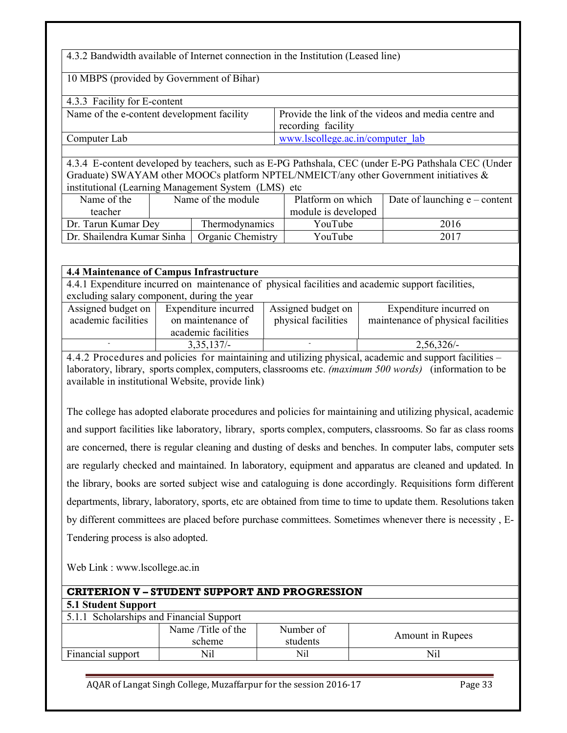4.3.2 Bandwidth available of Internet connection in the Institution (Leased line)

10 MBPS (provided by Government of Bihar)

4.3.3 Facility for E-content

| Name of the e-content development facility | Provide the link of the videos and media centre and recording facility |
|---|---|
| Computer Lab | www.lscollege.ac.in/computer_lab |

4.3.4 E-content developed by teachers, such as E-PG Pathshala, CEC (under E-PG Pathshala CEC (Under Graduate) SWAYAM other MOOCs platform NPTEL/NMEICT/any other Government initiatives & institutional (Learning Management System (LMS) etc

| Name of the teacher | Name of the module | Platform on which module is developed | Date of launching e – content |
|---|---|---|---|
| Dr. Tarun Kumar Dey | Thermodynamics | YouTube | 2016 |
| Dr. Shailendra Kumar Sinha | Organic Chemistry | YouTube | 2017 |

**4.4 Maintenance of Campus Infrastructure**

4.4.1 Expenditure incurred on maintenance of physical facilities and academic support facilities, excluding salary component, during the year

| Assigned budget on academic facilities | Expenditure incurred on maintenance of academic facilities | Assigned budget on physical facilities | Expenditure incurred on maintenance of physical facilities |
|---|---|---|---|
| - | 3,35,137/- | - | 2,56,326/- |

4.4.2 Procedures and policies for maintaining and utilizing physical, academic and support facilities – laboratory, library, sports complex, computers, classrooms etc. *(maximum 500 words)* (information to be available in institutional Website, provide link)

The college has adopted elaborate procedures and policies for maintaining and utilizing physical, academic and support facilities like laboratory, library, sports complex, computers, classrooms. So far as class rooms are concerned, there is regular cleaning and dusting of desks and benches. In computer labs, computer sets are regularly checked and maintained. In laboratory, equipment and apparatus are cleaned and updated. In the library, books are sorted subject wise and cataloguing is done accordingly. Requisitions form different departments, library, laboratory, sports, etc are obtained from time to time to update them. Resolutions taken by different committees are placed before purchase committees. Sometimes whenever there is necessity , E-Tendering process is also adopted.

Web Link : www.lscollege.ac.in

## CRITERION V – STUDENT SUPPORT AND PROGRESSION

**5.1 Student Support**

5.1.1 Scholarships and Financial Support

| | Name /Title of the scheme | Number of students | Amount in Rupees |
|---|---|---|---|
| Financial support | Nil | Nil | Nil |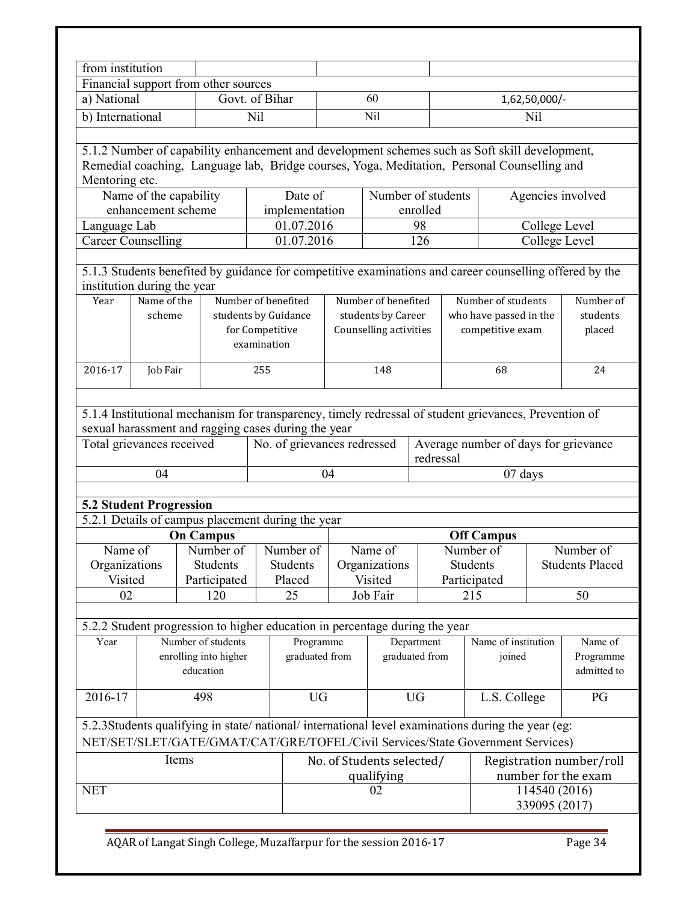| from institution | | | |
|---|---|---|---|
| Financial support from other sources | | | |
| a) National | Govt. of Bihar | 60 | 1,62,50,000/- |
| b) International | Nil | Nil | Nil |

5.1.2 Number of capability enhancement and development schemes such as Soft skill development, Remedial coaching, Language lab, Bridge courses, Yoga, Meditation, Personal Counselling and Mentoring etc.

| Name of the capability enhancement scheme | Date of implementation | Number of students enrolled | Agencies involved |
|---|---|---|---|
| Language Lab | 01.07.2016 | 98 | College Level |
| Career Counselling | 01.07.2016 | 126 | College Level |

5.1.3 Students benefited by guidance for competitive examinations and career counselling offered by the institution during the year

| Year | Name of the scheme | Number of benefited students by Guidance for Competitive examination | Number of benefited students by Career Counselling activities | Number of students who have passed in the competitive exam | Number of students placed |
|---|---|---|---|---|---|
| 2016-17 | Job Fair | 255 | 148 | 68 | 24 |

5.1.4 Institutional mechanism for transparency, timely redressal of student grievances, Prevention of sexual harassment and ragging cases during the year

| Total grievances received | No. of grievances redressed | Average number of days for grievance redressal |
|---|---|---|
| 04 | 04 | 07 days |

**5.2 Student Progression**

5.2.1 Details of campus placement during the year

| On Campus | | | Off Campus | | |
|---|---|---|---|---|---|
| Name of Organizations Visited | Number of Students Participated | Number of Students Placed | Name of Organizations Visited | Number of Students Participated | Number of Students Placed |
| 02 | 120 | 25 | Job Fair | 215 | 50 |

5.2.2 Student progression to higher education in percentage during the year

| Year | Number of students enrolling into higher education | Programme graduated from | Department graduated from | Name of institution joined | Name of Programme admitted to |
|---|---|---|---|---|---|
| 2016-17 | 498 | UG | UG | L.S. College | PG |

5.2.3Students qualifying in state/ national/ international level examinations during the year (eg: NET/SET/SLET/GATE/GMAT/CAT/GRE/TOFEL/Civil Services/State Government Services)

| Items | No. of Students selected/ qualifying | Registration number/roll number for the exam |
|---|---|---|
| NET | 02 | 114540 (2016)<br>339095 (2017) |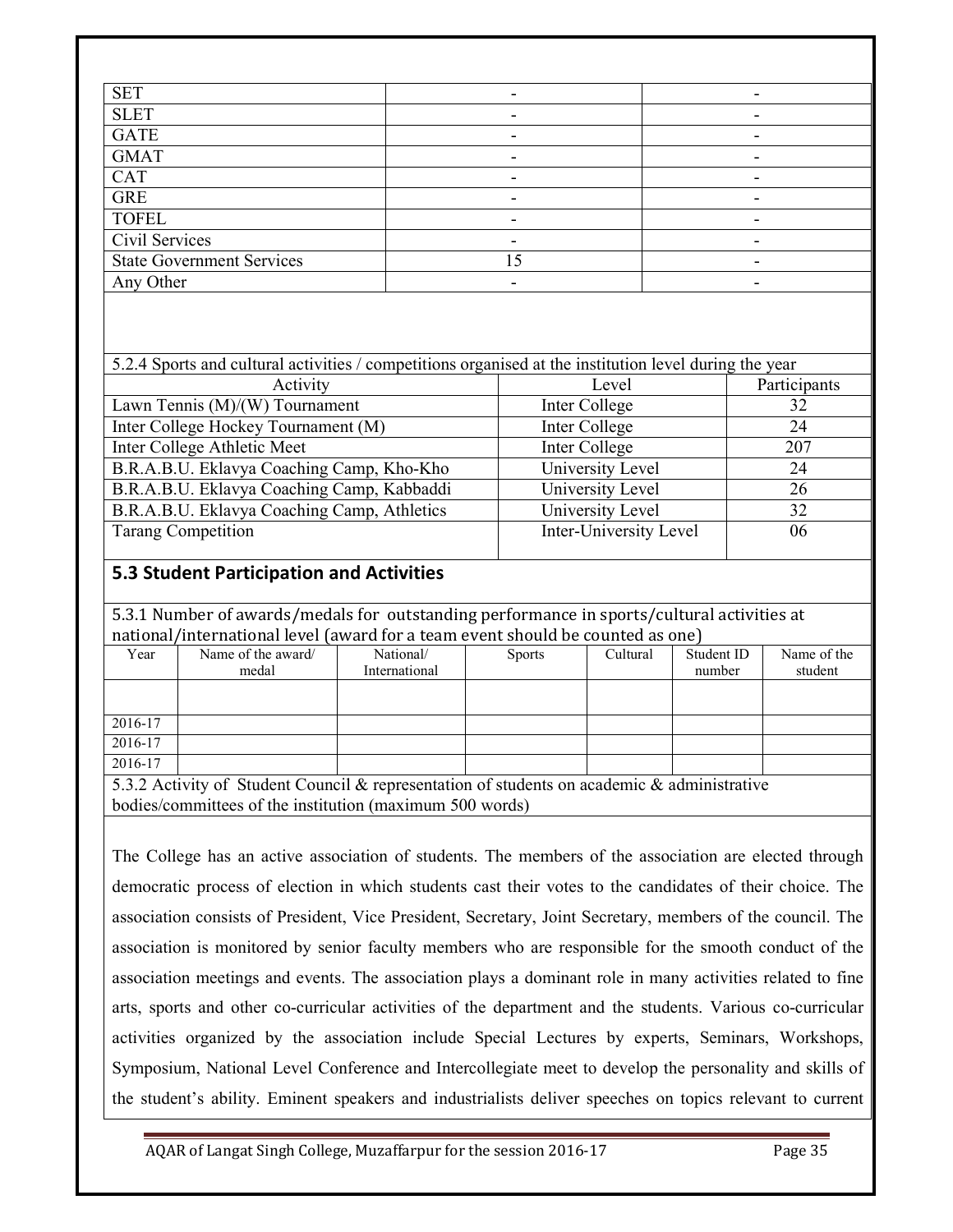| | | |
|---|---|---|
| SET | - | - |
| SLET | - | - |
| GATE | - | - |
| GMAT | - | - |
| CAT | - | - |
| GRE | - | - |
| TOFEL | - | - |
| Civil Services | - | - |
| State Government Services | 15 | - |
| Any Other | - | - |

5.2.4 Sports and cultural activities / competitions organised at the institution level during the year

| Activity | Level | Participants |
|---|---|---|
| Lawn Tennis (M)/(W) Tournament | Inter College | 32 |
| Inter College Hockey Tournament (M) | Inter College | 24 |
| Inter College Athletic Meet | Inter College | 207 |
| B.R.A.B.U. Eklavya Coaching Camp, Kho-Kho | University Level | 24 |
| B.R.A.B.U. Eklavya Coaching Camp, Kabbaddi | University Level | 26 |
| B.R.A.B.U. Eklavya Coaching Camp, Athletics | University Level | 32 |
| Tarang Competition | Inter-University Level | 06 |

## 5.3 Student Participation and Activities

5.3.1 Number of awards/medals for outstanding performance in sports/cultural activities at national/international level (award for a team event should be counted as one)

| Year | Name of the award/ medal | National/ International | Sports | Cultural | Student ID number | Name of the student |
|---|---|---|---|---|---|---|
| | | | | | | |
| 2016-17 | | | | | | |
| 2016-17 | | | | | | |
| 2016-17 | | | | | | |

5.3.2 Activity of Student Council & representation of students on academic & administrative bodies/committees of the institution (maximum 500 words)

The College has an active association of students. The members of the association are elected through democratic process of election in which students cast their votes to the candidates of their choice. The association consists of President, Vice President, Secretary, Joint Secretary, members of the council. The association is monitored by senior faculty members who are responsible for the smooth conduct of the association meetings and events. The association plays a dominant role in many activities related to fine arts, sports and other co-curricular activities of the department and the students. Various co-curricular activities organized by the association include Special Lectures by experts, Seminars, Workshops, Symposium, National Level Conference and Intercollegiate meet to develop the personality and skills of the student's ability. Eminent speakers and industrialists deliver speeches on topics relevant to current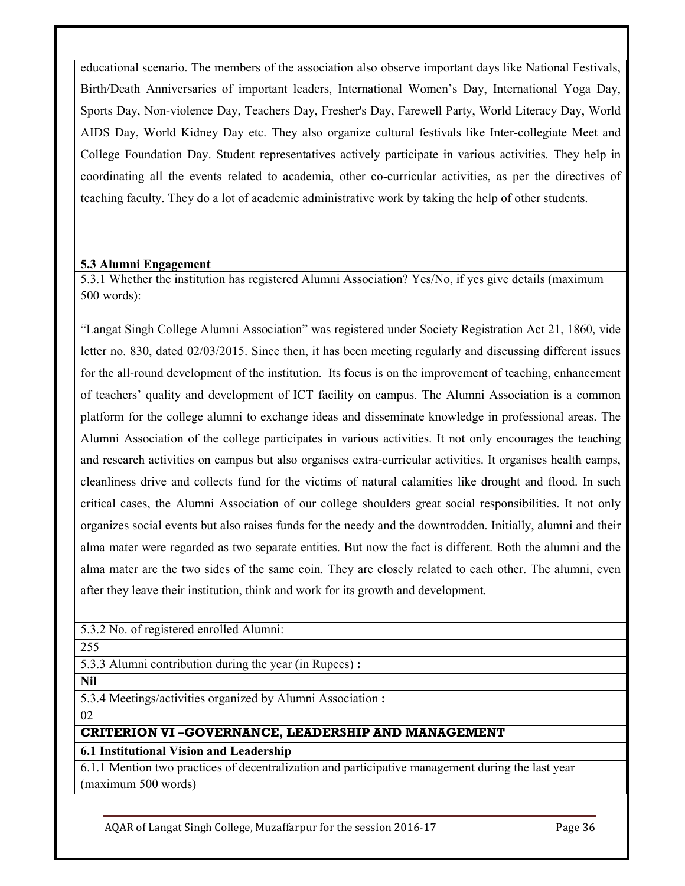educational scenario. The members of the association also observe important days like National Festivals, Birth/Death Anniversaries of important leaders, International Women's Day, International Yoga Day, Sports Day, Non-violence Day, Teachers Day, Fresher's Day, Farewell Party, World Literacy Day, World AIDS Day, World Kidney Day etc. They also organize cultural festivals like Inter-collegiate Meet and College Foundation Day. Student representatives actively participate in various activities. They help in coordinating all the events related to academia, other co-curricular activities, as per the directives of teaching faculty. They do a lot of academic administrative work by taking the help of other students.

**5.3 Alumni Engagement**

5.3.1 Whether the institution has registered Alumni Association? Yes/No, if yes give details (maximum 500 words):

"Langat Singh College Alumni Association" was registered under Society Registration Act 21, 1860, vide letter no. 830, dated 02/03/2015. Since then, it has been meeting regularly and discussing different issues for the all-round development of the institution. Its focus is on the improvement of teaching, enhancement of teachers' quality and development of ICT facility on campus. The Alumni Association is a common platform for the college alumni to exchange ideas and disseminate knowledge in professional areas. The Alumni Association of the college participates in various activities. It not only encourages the teaching and research activities on campus but also organises extra-curricular activities. It organises health camps, cleanliness drive and collects fund for the victims of natural calamities like drought and flood. In such critical cases, the Alumni Association of our college shoulders great social responsibilities. It not only organizes social events but also raises funds for the needy and the downtrodden. Initially, alumni and their alma mater were regarded as two separate entities. But now the fact is different. Both the alumni and the alma mater are the two sides of the same coin. They are closely related to each other. The alumni, even after they leave their institution, think and work for its growth and development.

5.3.2 No. of registered enrolled Alumni:

255

5.3.3 Alumni contribution during the year (in Rupees) **:**

**Nil**

5.3.4 Meetings/activities organized by Alumni Association **:**

02

## CRITERION VI –GOVERNANCE, LEADERSHIP AND MANAGEMENT

**6.1 Institutional Vision and Leadership**

6.1.1 Mention two practices of decentralization and participative management during the last year (maximum 500 words)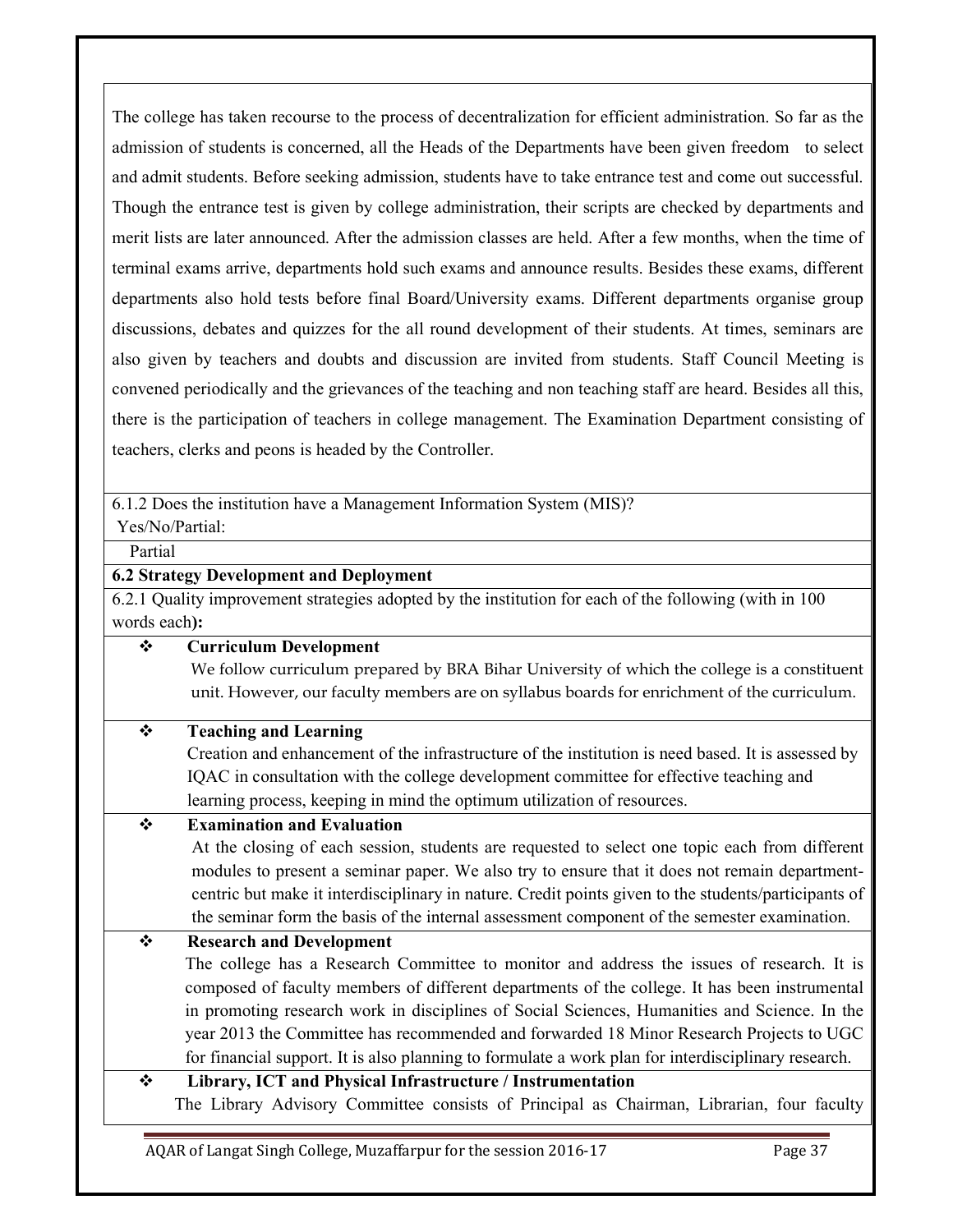The college has taken recourse to the process of decentralization for efficient administration. So far as the admission of students is concerned, all the Heads of the Departments have been given freedom to select and admit students. Before seeking admission, students have to take entrance test and come out successful. Though the entrance test is given by college administration, their scripts are checked by departments and merit lists are later announced. After the admission classes are held. After a few months, when the time of terminal exams arrive, departments hold such exams and announce results. Besides these exams, different departments also hold tests before final Board/University exams. Different departments organise group discussions, debates and quizzes for the all round development of their students. At times, seminars are also given by teachers and doubts and discussion are invited from students. Staff Council Meeting is convened periodically and the grievances of the teaching and non teaching staff are heard. Besides all this, there is the participation of teachers in college management. The Examination Department consisting of teachers, clerks and peons is headed by the Controller.

6.1.2 Does the institution have a Management Information System (MIS)?
Yes/No/Partial:

Partial

**6.2 Strategy Development and Deployment**

6.2.1 Quality improvement strategies adopted by the institution for each of the following (with in 100 words each**):**

- **Curriculum Development**
  We follow curriculum prepared by BRA Bihar University of which the college is a constituent unit. However, our faculty members are on syllabus boards for enrichment of the curriculum.

- **Teaching and Learning**
  Creation and enhancement of the infrastructure of the institution is need based. It is assessed by IQAC in consultation with the college development committee for effective teaching and learning process, keeping in mind the optimum utilization of resources.

- **Examination and Evaluation**
  At the closing of each session, students are requested to select one topic each from different modules to present a seminar paper. We also try to ensure that it does not remain department-centric but make it interdisciplinary in nature. Credit points given to the students/participants of the seminar form the basis of the internal assessment component of the semester examination.

- **Research and Development**
  The college has a Research Committee to monitor and address the issues of research. It is composed of faculty members of different departments of the college. It has been instrumental in promoting research work in disciplines of Social Sciences, Humanities and Science. In the year 2013 the Committee has recommended and forwarded 18 Minor Research Projects to UGC for financial support. It is also planning to formulate a work plan for interdisciplinary research.

- **Library, ICT and Physical Infrastructure / Instrumentation**
  The Library Advisory Committee consists of Principal as Chairman, Librarian, four faculty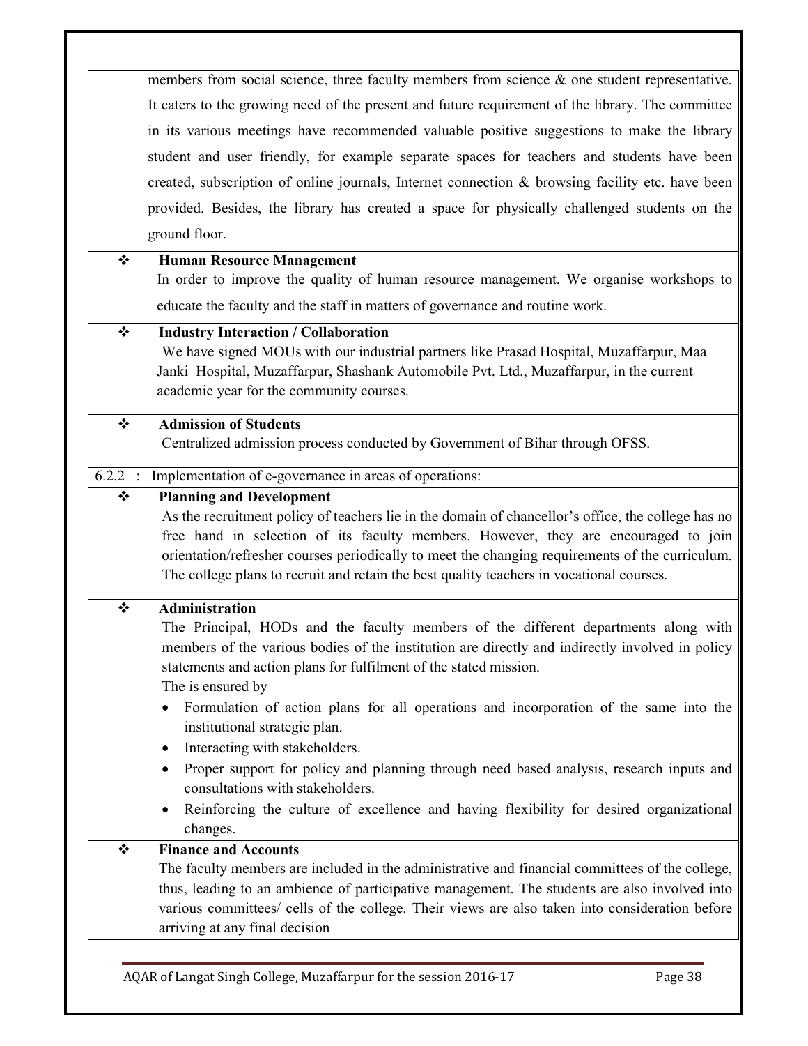members from social science, three faculty members from science & one student representative. It caters to the growing need of the present and future requirement of the library. The committee in its various meetings have recommended valuable positive suggestions to make the library student and user friendly, for example separate spaces for teachers and students have been created, subscription of online journals, Internet connection & browsing facility etc. have been provided. Besides, the library has created a space for physically challenged students on the ground floor.

❖ **Human Resource Management**

In order to improve the quality of human resource management. We organise workshops to educate the faculty and the staff in matters of governance and routine work.

❖ **Industry Interaction / Collaboration**

We have signed MOUs with our industrial partners like Prasad Hospital, Muzaffarpur, Maa Janki Hospital, Muzaffarpur, Shashank Automobile Pvt. Ltd., Muzaffarpur, in the current academic year for the community courses.

❖ **Admission of Students**

Centralized admission process conducted by Government of Bihar through OFSS.

6.2.2 : Implementation of e-governance in areas of operations:

❖ **Planning and Development**

As the recruitment policy of teachers lie in the domain of chancellor's office, the college has no free hand in selection of its faculty members. However, they are encouraged to join orientation/refresher courses periodically to meet the changing requirements of the curriculum. The college plans to recruit and retain the best quality teachers in vocational courses.

❖ **Administration**

The Principal, HODs and the faculty members of the different departments along with members of the various bodies of the institution are directly and indirectly involved in policy statements and action plans for fulfilment of the stated mission.

The is ensured by

- Formulation of action plans for all operations and incorporation of the same into the institutional strategic plan.
- Interacting with stakeholders.
- Proper support for policy and planning through need based analysis, research inputs and consultations with stakeholders.
- Reinforcing the culture of excellence and having flexibility for desired organizational changes.

❖ **Finance and Accounts**

The faculty members are included in the administrative and financial committees of the college, thus, leading to an ambience of participative management. The students are also involved into various committees/ cells of the college. Their views are also taken into consideration before arriving at any final decision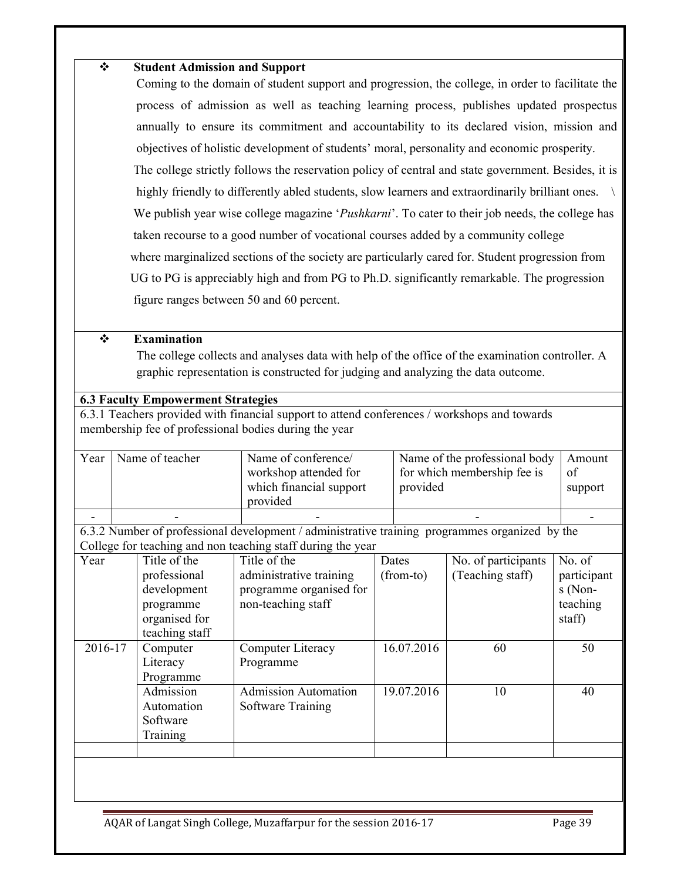❖ **Student Admission and Support**

Coming to the domain of student support and progression, the college, in order to facilitate the process of admission as well as teaching learning process, publishes updated prospectus annually to ensure its commitment and accountability to its declared vision, mission and objectives of holistic development of students' moral, personality and economic prosperity. The college strictly follows the reservation policy of central and state government. Besides, it is highly friendly to differently abled students, slow learners and extraordinarily brilliant ones. \ We publish year wise college magazine '*Pushkarni*'. To cater to their job needs, the college has taken recourse to a good number of vocational courses added by a community college where marginalized sections of the society are particularly cared for. Student progression from UG to PG is appreciably high and from PG to Ph.D. significantly remarkable. The progression figure ranges between 50 and 60 percent.

❖ **Examination**

The college collects and analyses data with help of the office of the examination controller. A graphic representation is constructed for judging and analyzing the data outcome.

**6.3 Faculty Empowerment Strategies**

6.3.1 Teachers provided with financial support to attend conferences / workshops and towards membership fee of professional bodies during the year

| Year | Name of teacher | Name of conference/ workshop attended for which financial support provided | Name of the professional body for which membership fee is provided | Amount of support |
|---|---|---|---|---|
| - | - | - | - | - |

6.3.2 Number of professional development / administrative training programmes organized by the College for teaching and non teaching staff during the year

| Year | Title of the professional development programme organised for teaching staff | Title of the administrative training programme organised for non-teaching staff | Dates (from-to) | No. of participants (Teaching staff) | No. of participants (Non-teaching staff) |
|---|---|---|---|---|---|
| 2016-17 | Computer Literacy Programme | Computer Literacy Programme | 16.07.2016 | 60 | 50 |
| | Admission Automation Software Training | Admission Automation Software Training | 19.07.2016 | 10 | 40 |
| | | | | | |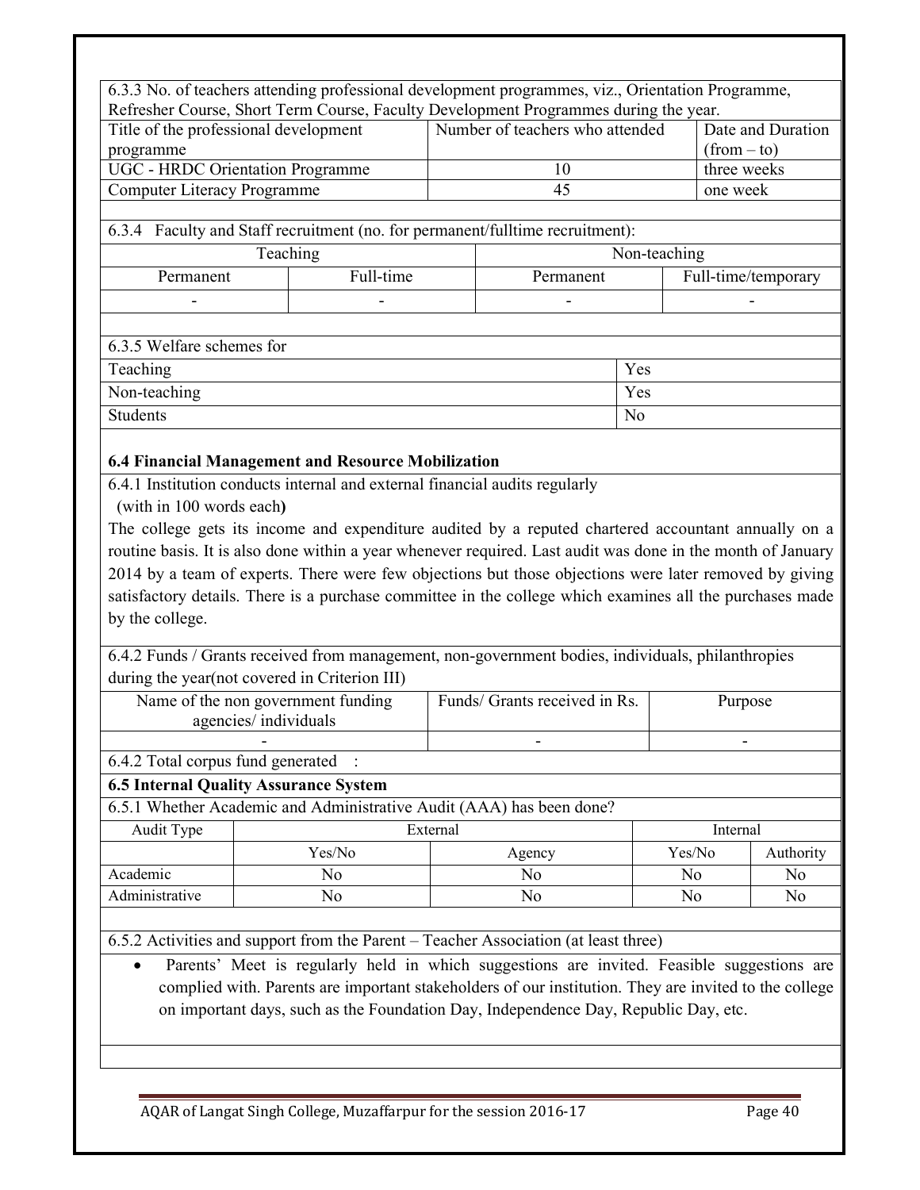6.3.3 No. of teachers attending professional development programmes, viz., Orientation Programme, Refresher Course, Short Term Course, Faculty Development Programmes during the year.

| Title of the professional development programme | Number of teachers who attended | Date and Duration (from – to) |
|---|---|---|
| UGC - HRDC Orientation Programme | 10 | three weeks |
| Computer Literacy Programme | 45 | one week |

6.3.4 Faculty and Staff recruitment (no. for permanent/fulltime recruitment):

| Teaching | | Non-teaching | |
|---|---|---|---|
| Permanent | Full-time | Permanent | Full-time/temporary |
| - | - | - | - |

6.3.5 Welfare schemes for

| | |
|---|---|
| Teaching | Yes |
| Non-teaching | Yes |
| Students | No |

**6.4 Financial Management and Resource Mobilization**

6.4.1 Institution conducts internal and external financial audits regularly (with in 100 words each**)**

The college gets its income and expenditure audited by a reputed chartered accountant annually on a routine basis. It is also done within a year whenever required. Last audit was done in the month of January 2014 by a team of experts. There were few objections but those objections were later removed by giving satisfactory details. There is a purchase committee in the college which examines all the purchases made by the college.

6.4.2 Funds / Grants received from management, non-government bodies, individuals, philanthropies during the year(not covered in Criterion III)

| Name of the non government funding agencies/ individuals | Funds/ Grants received in Rs. | Purpose |
|---|---|---|
| - | - | - |

6.4.2 Total corpus fund generated :

**6.5 Internal Quality Assurance System**

6.5.1 Whether Academic and Administrative Audit (AAA) has been done?

| Audit Type | External | | Internal | |
|---|---|---|---|---|
| | Yes/No | Agency | Yes/No | Authority |
| Academic | No | No | No | No |
| Administrative | No | No | No | No |

6.5.2 Activities and support from the Parent – Teacher Association (at least three)

- Parents' Meet is regularly held in which suggestions are invited. Feasible suggestions are complied with. Parents are important stakeholders of our institution. They are invited to the college on important days, such as the Foundation Day, Independence Day, Republic Day, etc.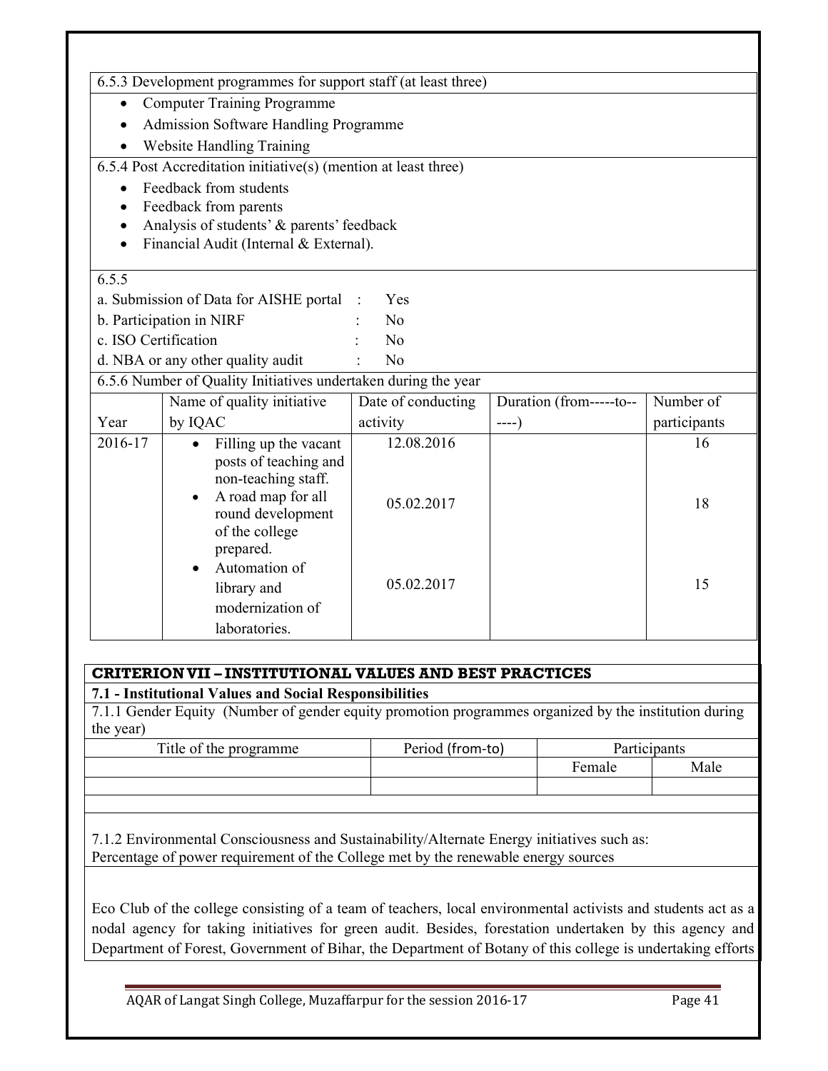6.5.3 Development programmes for support staff (at least three)

- Computer Training Programme
- Admission Software Handling Programme
- Website Handling Training

6.5.4 Post Accreditation initiative(s) (mention at least three)

- Feedback from students
- Feedback from parents
- Analysis of students' & parents' feedback
- Financial Audit (Internal & External).

6.5.5

a. Submission of Data for AISHE portal : Yes
b. Participation in NIRF : No
c. ISO Certification : No
d. NBA or any other quality audit : No

6.5.6 Number of Quality Initiatives undertaken during the year

| Year | Name of quality initiative by IQAC | Date of conducting activity | Duration (from-----to------) | Number of participants |
|---|---|---|---|---|
| 2016-17 | • Filling up the vacant posts of teaching and non-teaching staff. | 12.08.2016 | | 16 |
| | • A road map for all round development of the college prepared. | 05.02.2017 | | 18 |
| | • Automation of library and modernization of laboratories. | 05.02.2017 | | 15 |

## CRITERION VII – INSTITUTIONAL VALUES AND BEST PRACTICES

**7.1 - Institutional Values and Social Responsibilities**

7.1.1 Gender Equity (Number of gender equity promotion programmes organized by the institution during the year)

| Title of the programme | Period (from-to) | Participants | |
|---|---|---|---|
| | | Female | Male |
| | | | |

7.1.2 Environmental Consciousness and Sustainability/Alternate Energy initiatives such as:
Percentage of power requirement of the College met by the renewable energy sources

Eco Club of the college consisting of a team of teachers, local environmental activists and students act as a nodal agency for taking initiatives for green audit. Besides, forestation undertaken by this agency and Department of Forest, Government of Bihar, the Department of Botany of this college is undertaking efforts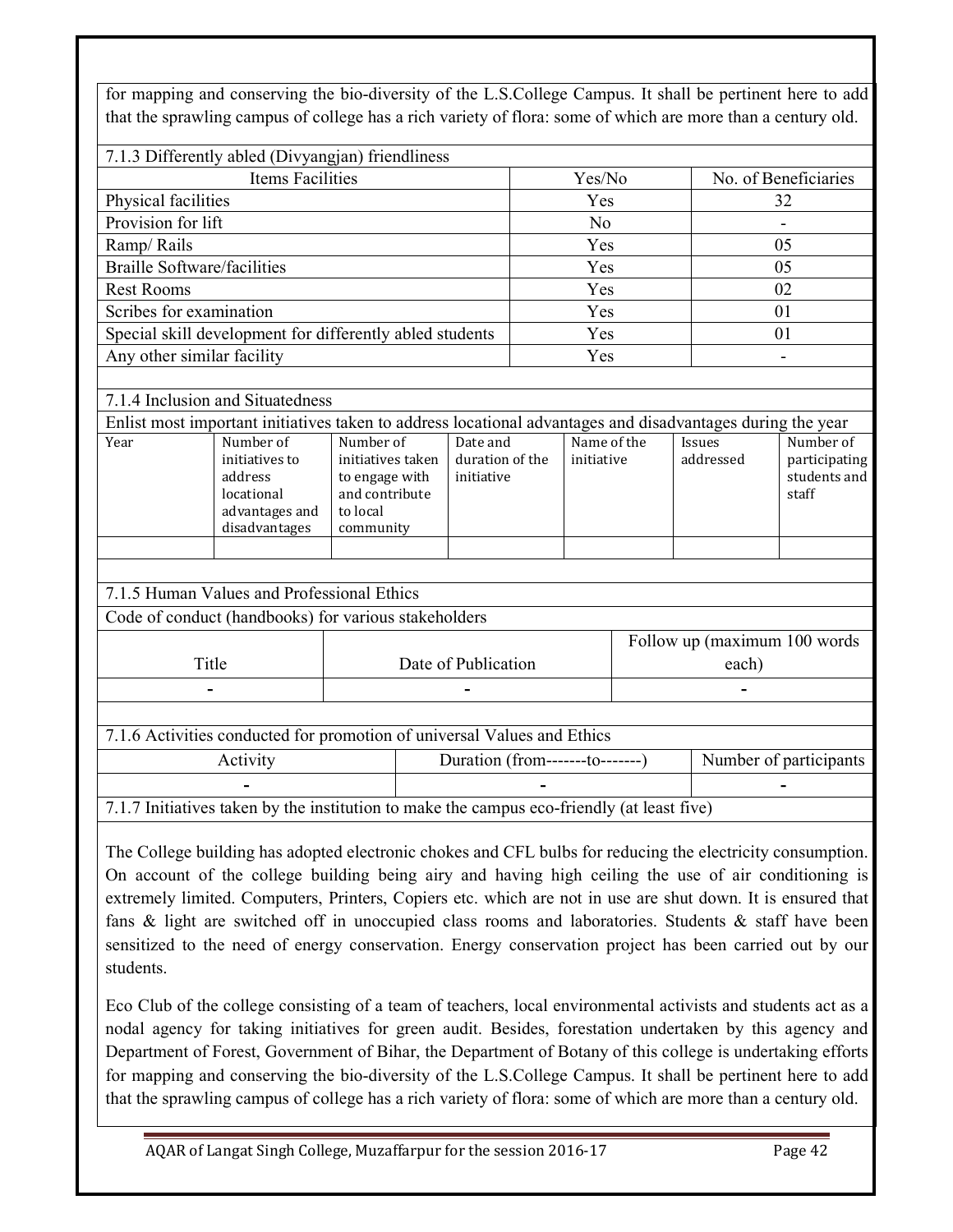for mapping and conserving the bio-diversity of the L.S.College Campus. It shall be pertinent here to add that the sprawling campus of college has a rich variety of flora: some of which are more than a century old.

7.1.3 Differently abled (Divyangjan) friendliness

| Items Facilities | Yes/No | No. of Beneficiaries |
|---|---|---|
| Physical facilities | Yes | 32 |
| Provision for lift | No | - |
| Ramp/ Rails | Yes | 05 |
| Braille Software/facilities | Yes | 05 |
| Rest Rooms | Yes | 02 |
| Scribes for examination | Yes | 01 |
| Special skill development for differently abled students | Yes | 01 |
| Any other similar facility | Yes | - |

7.1.4 Inclusion and Situatedness

Enlist most important initiatives taken to address locational advantages and disadvantages during the year

| Year | Number of initiatives to address locational advantages and disadvantages | Number of initiatives taken to engage with and contribute to local community | Date and duration of the initiative | Name of the initiative | Issues addressed | Number of participating students and staff |
|---|---|---|---|---|---|---|
| | | | | | | |

7.1.5 Human Values and Professional Ethics

Code of conduct (handbooks) for various stakeholders

| Title | Date of Publication | Follow up (maximum 100 words each) |
|---|---|---|
| - | - | - |

7.1.6 Activities conducted for promotion of universal Values and Ethics

| Activity | Duration (from-------to-------) | Number of participants |
|---|---|---|
| - | - | - |

7.1.7 Initiatives taken by the institution to make the campus eco-friendly (at least five)

The College building has adopted electronic chokes and CFL bulbs for reducing the electricity consumption. On account of the college building being airy and having high ceiling the use of air conditioning is extremely limited. Computers, Printers, Copiers etc. which are not in use are shut down. It is ensured that fans & light are switched off in unoccupied class rooms and laboratories. Students & staff have been sensitized to the need of energy conservation. Energy conservation project has been carried out by our students.

Eco Club of the college consisting of a team of teachers, local environmental activists and students act as a nodal agency for taking initiatives for green audit. Besides, forestation undertaken by this agency and Department of Forest, Government of Bihar, the Department of Botany of this college is undertaking efforts for mapping and conserving the bio-diversity of the L.S.College Campus. It shall be pertinent here to add that the sprawling campus of college has a rich variety of flora: some of which are more than a century old.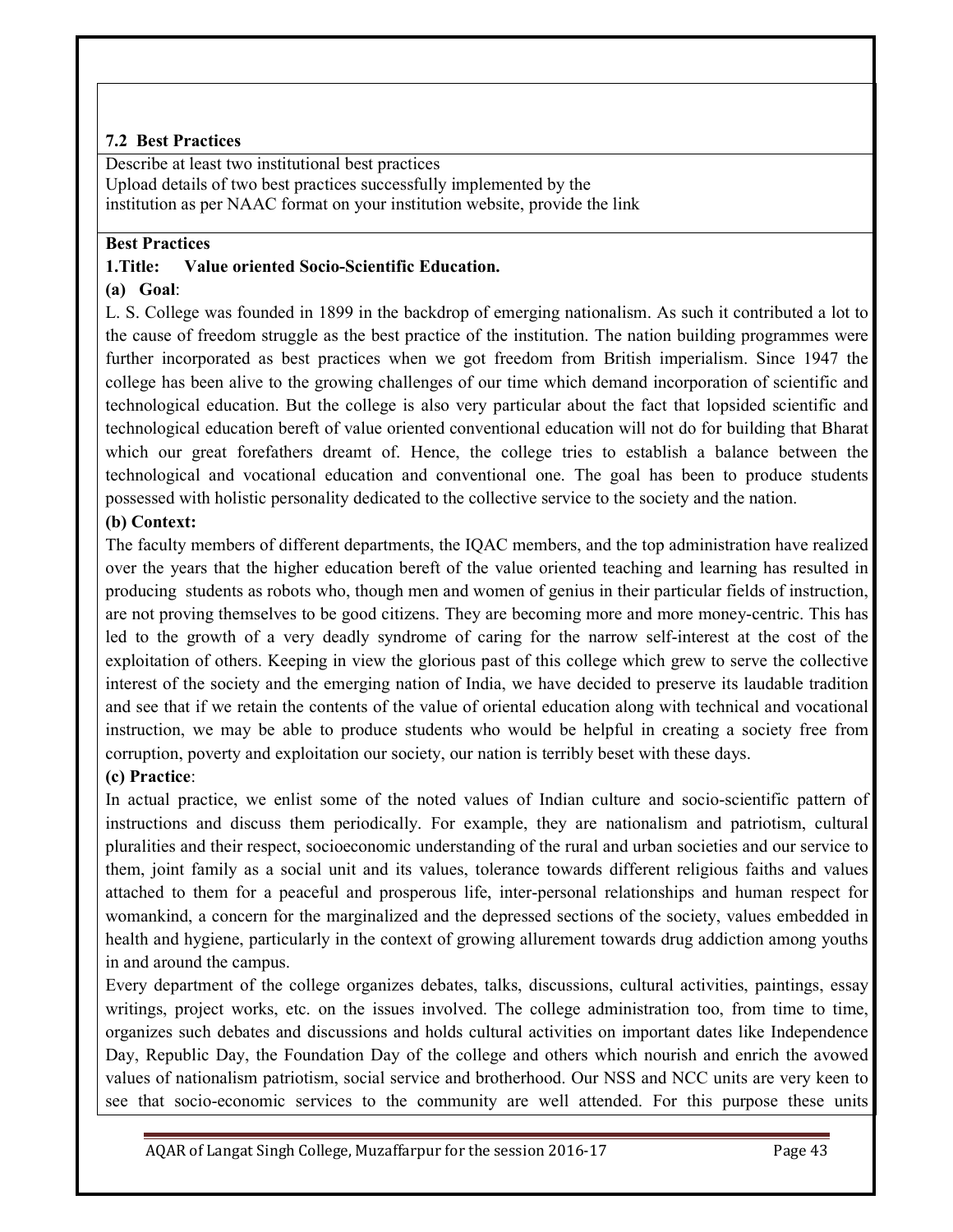**7.2 Best Practices**

Describe at least two institutional best practices
Upload details of two best practices successfully implemented by the institution as per NAAC format on your institution website, provide the link

**Best Practices**

**1.Title: Value oriented Socio-Scientific Education.**

**(a) Goal**:

L. S. College was founded in 1899 in the backdrop of emerging nationalism. As such it contributed a lot to the cause of freedom struggle as the best practice of the institution. The nation building programmes were further incorporated as best practices when we got freedom from British imperialism. Since 1947 the college has been alive to the growing challenges of our time which demand incorporation of scientific and technological education. But the college is also very particular about the fact that lopsided scientific and technological education bereft of value oriented conventional education will not do for building that Bharat which our great forefathers dreamt of. Hence, the college tries to establish a balance between the technological and vocational education and conventional one. The goal has been to produce students possessed with holistic personality dedicated to the collective service to the society and the nation.

**(b) Context:**

The faculty members of different departments, the IQAC members, and the top administration have realized over the years that the higher education bereft of the value oriented teaching and learning has resulted in producing students as robots who, though men and women of genius in their particular fields of instruction, are not proving themselves to be good citizens. They are becoming more and more money-centric. This has led to the growth of a very deadly syndrome of caring for the narrow self-interest at the cost of the exploitation of others. Keeping in view the glorious past of this college which grew to serve the collective interest of the society and the emerging nation of India, we have decided to preserve its laudable tradition and see that if we retain the contents of the value of oriental education along with technical and vocational instruction, we may be able to produce students who would be helpful in creating a society free from corruption, poverty and exploitation our society, our nation is terribly beset with these days.

**(c) Practice**:

In actual practice, we enlist some of the noted values of Indian culture and socio-scientific pattern of instructions and discuss them periodically. For example, they are nationalism and patriotism, cultural pluralities and their respect, socioeconomic understanding of the rural and urban societies and our service to them, joint family as a social unit and its values, tolerance towards different religious faiths and values attached to them for a peaceful and prosperous life, inter-personal relationships and human respect for womankind, a concern for the marginalized and the depressed sections of the society, values embedded in health and hygiene, particularly in the context of growing allurement towards drug addiction among youths in and around the campus.

Every department of the college organizes debates, talks, discussions, cultural activities, paintings, essay writings, project works, etc. on the issues involved. The college administration too, from time to time, organizes such debates and discussions and holds cultural activities on important dates like Independence Day, Republic Day, the Foundation Day of the college and others which nourish and enrich the avowed values of nationalism patriotism, social service and brotherhood. Our NSS and NCC units are very keen to see that socio-economic services to the community are well attended. For this purpose these units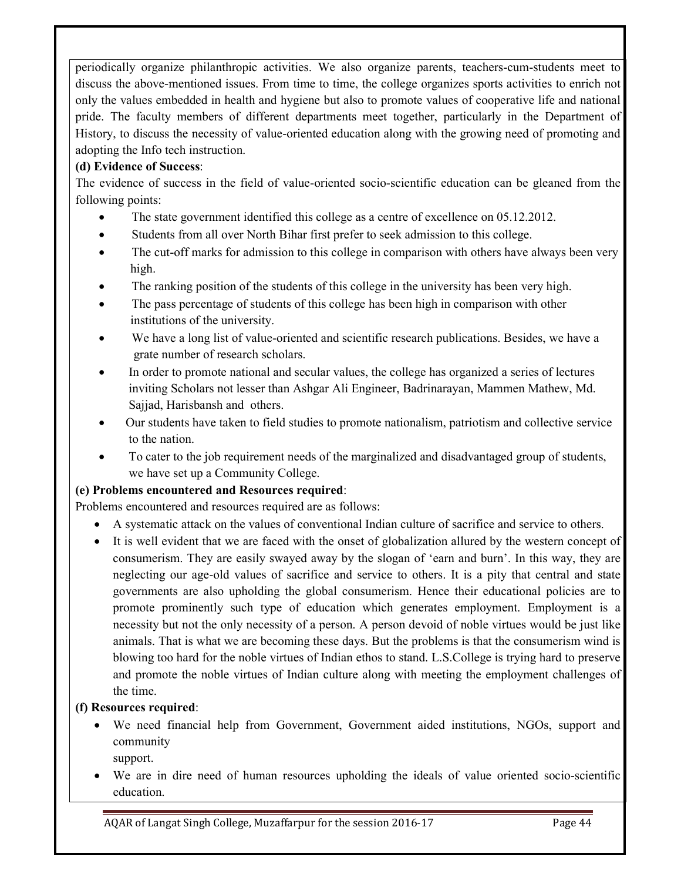periodically organize philanthropic activities. We also organize parents, teachers-cum-students meet to discuss the above-mentioned issues. From time to time, the college organizes sports activities to enrich not only the values embedded in health and hygiene but also to promote values of cooperative life and national pride. The faculty members of different departments meet together, particularly in the Department of History, to discuss the necessity of value-oriented education along with the growing need of promoting and adopting the Info tech instruction.

**(d) Evidence of Success**:

The evidence of success in the field of value-oriented socio-scientific education can be gleaned from the following points:

- The state government identified this college as a centre of excellence on 05.12.2012.
- Students from all over North Bihar first prefer to seek admission to this college.
- The cut-off marks for admission to this college in comparison with others have always been very high.
- The ranking position of the students of this college in the university has been very high.
- The pass percentage of students of this college has been high in comparison with other institutions of the university.
- We have a long list of value-oriented and scientific research publications. Besides, we have a grate number of research scholars.
- In order to promote national and secular values, the college has organized a series of lectures inviting Scholars not lesser than Ashgar Ali Engineer, Badrinarayan, Mammen Mathew, Md. Sajjad, Harisbansh and others.
- Our students have taken to field studies to promote nationalism, patriotism and collective service to the nation.
- To cater to the job requirement needs of the marginalized and disadvantaged group of students, we have set up a Community College.

**(e) Problems encountered and Resources required**:

Problems encountered and resources required are as follows:

- A systematic attack on the values of conventional Indian culture of sacrifice and service to others.
- It is well evident that we are faced with the onset of globalization allured by the western concept of consumerism. They are easily swayed away by the slogan of 'earn and burn'. In this way, they are neglecting our age-old values of sacrifice and service to others. It is a pity that central and state governments are also upholding the global consumerism. Hence their educational policies are to promote prominently such type of education which generates employment. Employment is a necessity but not the only necessity of a person. A person devoid of noble virtues would be just like animals. That is what we are becoming these days. But the problems is that the consumerism wind is blowing too hard for the noble virtues of Indian ethos to stand. L.S.College is trying hard to preserve and promote the noble virtues of Indian culture along with meeting the employment challenges of the time.

**(f) Resources required**:

- We need financial help from Government, Government aided institutions, NGOs, support and community support.
- We are in dire need of human resources upholding the ideals of value oriented socio-scientific education.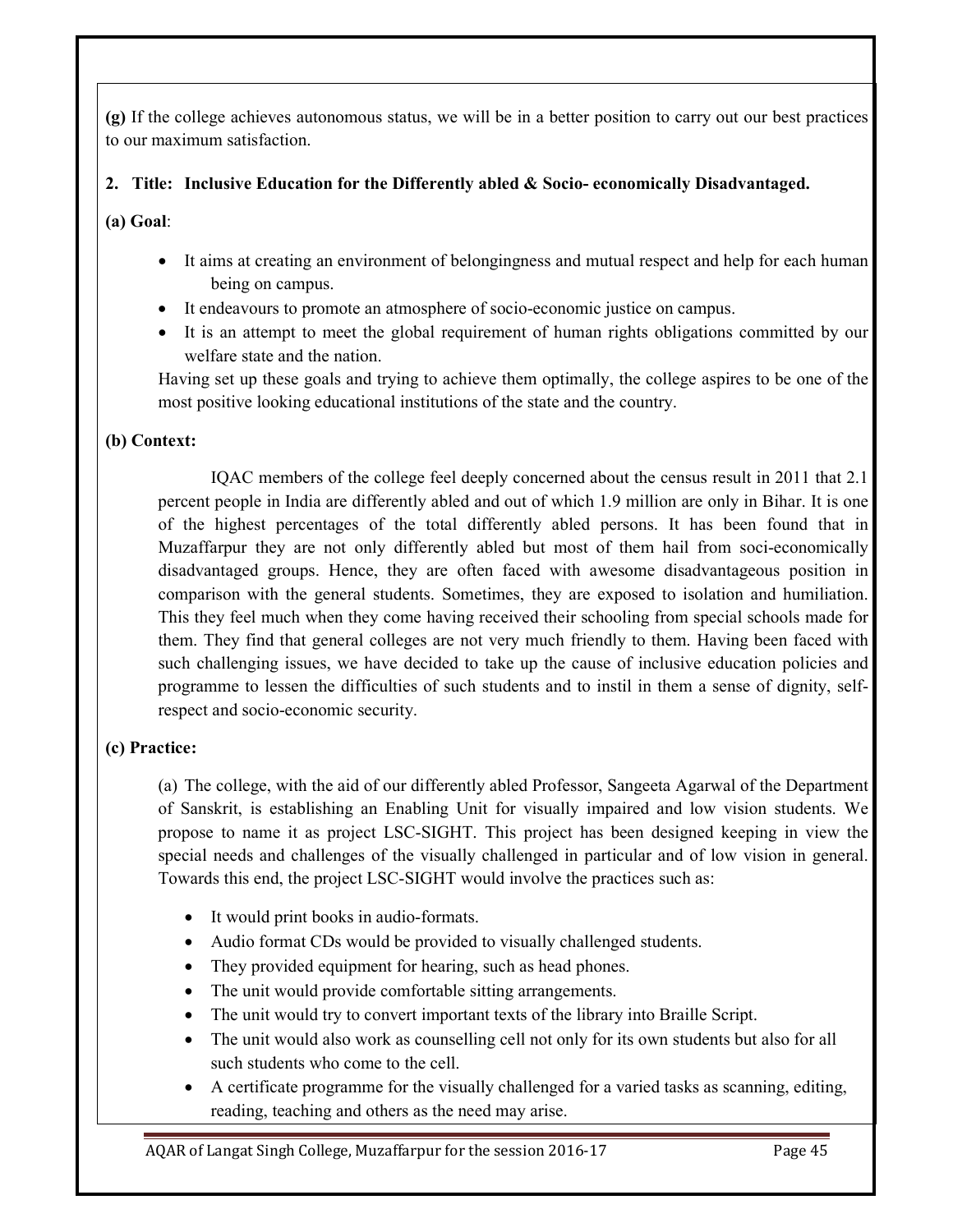**(g)** If the college achieves autonomous status, we will be in a better position to carry out our best practices to our maximum satisfaction.

**2. Title: Inclusive Education for the Differently abled & Socio- economically Disadvantaged.**

**(a) Goal**:

- It aims at creating an environment of belongingness and mutual respect and help for each human being on campus.
- It endeavours to promote an atmosphere of socio-economic justice on campus.
- It is an attempt to meet the global requirement of human rights obligations committed by our welfare state and the nation.

Having set up these goals and trying to achieve them optimally, the college aspires to be one of the most positive looking educational institutions of the state and the country.

**(b) Context:**

IQAC members of the college feel deeply concerned about the census result in 2011 that 2.1 percent people in India are differently abled and out of which 1.9 million are only in Bihar. It is one of the highest percentages of the total differently abled persons. It has been found that in Muzaffarpur they are not only differently abled but most of them hail from soci-economically disadvantaged groups. Hence, they are often faced with awesome disadvantageous position in comparison with the general students. Sometimes, they are exposed to isolation and humiliation. This they feel much when they come having received their schooling from special schools made for them. They find that general colleges are not very much friendly to them. Having been faced with such challenging issues, we have decided to take up the cause of inclusive education policies and programme to lessen the difficulties of such students and to instil in them a sense of dignity, self-respect and socio-economic security.

**(c) Practice:**

(a) The college, with the aid of our differently abled Professor, Sangeeta Agarwal of the Department of Sanskrit, is establishing an Enabling Unit for visually impaired and low vision students. We propose to name it as project LSC-SIGHT. This project has been designed keeping in view the special needs and challenges of the visually challenged in particular and of low vision in general. Towards this end, the project LSC-SIGHT would involve the practices such as:

- It would print books in audio-formats.
- Audio format CDs would be provided to visually challenged students.
- They provided equipment for hearing, such as head phones.
- The unit would provide comfortable sitting arrangements.
- The unit would try to convert important texts of the library into Braille Script.
- The unit would also work as counselling cell not only for its own students but also for all such students who come to the cell.
- A certificate programme for the visually challenged for a varied tasks as scanning, editing, reading, teaching and others as the need may arise.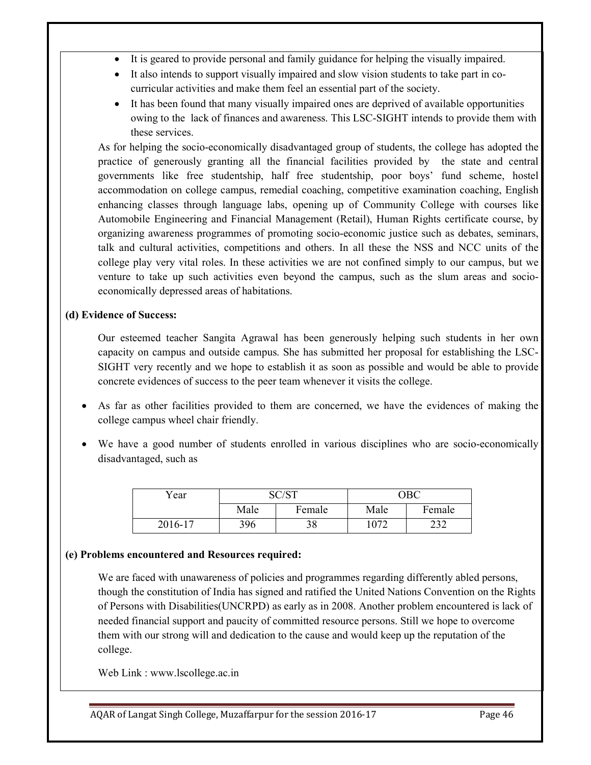- It is geared to provide personal and family guidance for helping the visually impaired.
- It also intends to support visually impaired and slow vision students to take part in co-curricular activities and make them feel an essential part of the society.
- It has been found that many visually impaired ones are deprived of available opportunities owing to the lack of finances and awareness. This LSC-SIGHT intends to provide them with these services.

As for helping the socio-economically disadvantaged group of students, the college has adopted the practice of generously granting all the financial facilities provided by the state and central governments like free studentship, half free studentship, poor boys' fund scheme, hostel accommodation on college campus, remedial coaching, competitive examination coaching, English enhancing classes through language labs, opening up of Community College with courses like Automobile Engineering and Financial Management (Retail), Human Rights certificate course, by organizing awareness programmes of promoting socio-economic justice such as debates, seminars, talk and cultural activities, competitions and others. In all these the NSS and NCC units of the college play very vital roles. In these activities we are not confined simply to our campus, but we venture to take up such activities even beyond the campus, such as the slum areas and socio-economically depressed areas of habitations.

**(d) Evidence of Success:**

Our esteemed teacher Sangita Agrawal has been generously helping such students in her own capacity on campus and outside campus. She has submitted her proposal for establishing the LSC-SIGHT very recently and we hope to establish it as soon as possible and would be able to provide concrete evidences of success to the peer team whenever it visits the college.

- As far as other facilities provided to them are concerned, we have the evidences of making the college campus wheel chair friendly.
- We have a good number of students enrolled in various disciplines who are socio-economically disadvantaged, such as

| Year | SC/ST | | OBC | |
|---|---|---|---|---|
| | Male | Female | Male | Female |
| 2016-17 | 396 | 38 | 1072 | 232 |

**(e) Problems encountered and Resources required:**

We are faced with unawareness of policies and programmes regarding differently abled persons, though the constitution of India has signed and ratified the United Nations Convention on the Rights of Persons with Disabilities(UNCRPD) as early as in 2008. Another problem encountered is lack of needed financial support and paucity of committed resource persons. Still we hope to overcome them with our strong will and dedication to the cause and would keep up the reputation of the college.

Web Link : www.lscollege.ac.in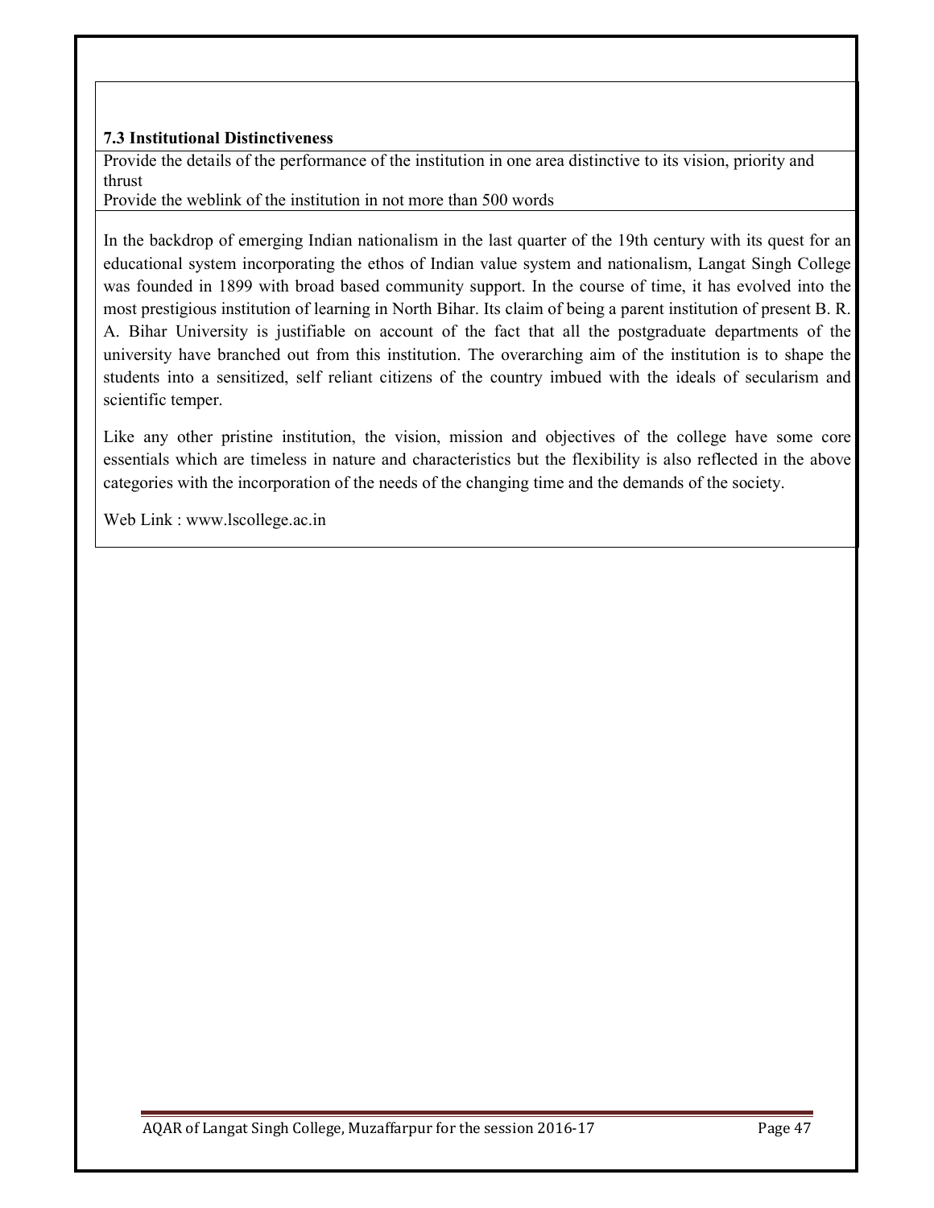**7.3 Institutional Distinctiveness**

Provide the details of the performance of the institution in one area distinctive to its vision, priority and thrust

Provide the weblink of the institution in not more than 500 words

In the backdrop of emerging Indian nationalism in the last quarter of the 19th century with its quest for an educational system incorporating the ethos of Indian value system and nationalism, Langat Singh College was founded in 1899 with broad based community support. In the course of time, it has evolved into the most prestigious institution of learning in North Bihar. Its claim of being a parent institution of present B. R. A. Bihar University is justifiable on account of the fact that all the postgraduate departments of the university have branched out from this institution. The overarching aim of the institution is to shape the students into a sensitized, self reliant citizens of the country imbued with the ideals of secularism and scientific temper.

Like any other pristine institution, the vision, mission and objectives of the college have some core essentials which are timeless in nature and characteristics but the flexibility is also reflected in the above categories with the incorporation of the needs of the changing time and the demands of the society.

Web Link : www.lscollege.ac.in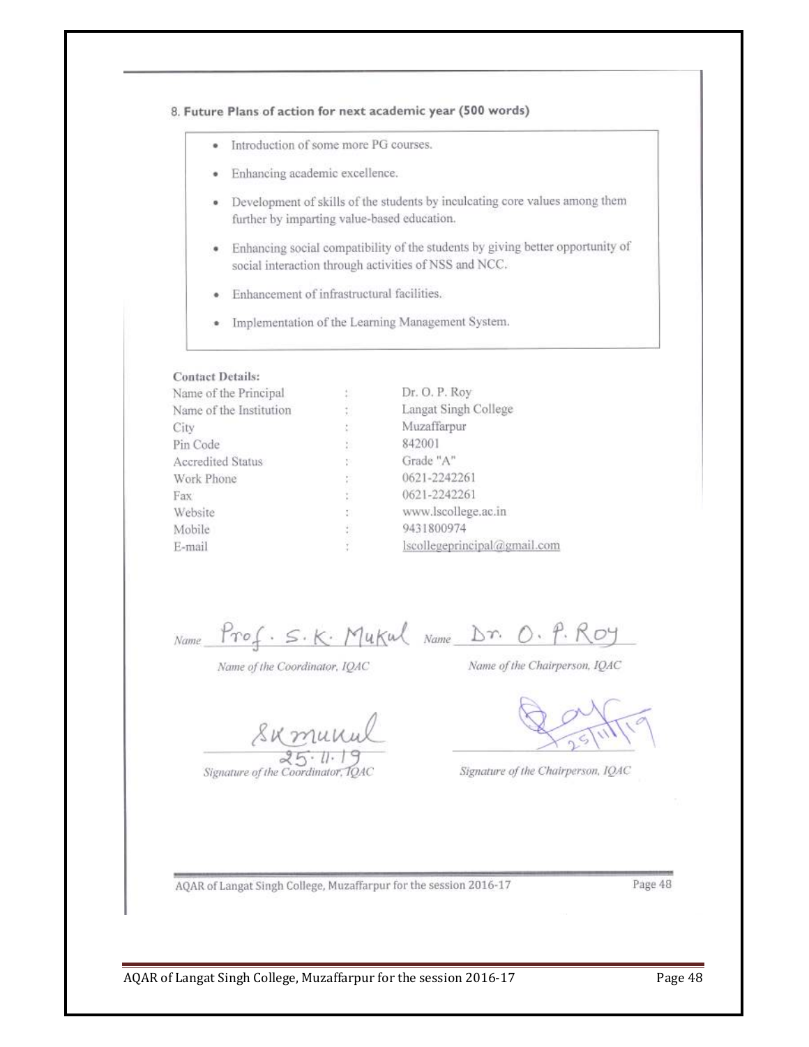8. **Future Plans of action for next academic year (500 words)**

- Introduction of some more PG courses.
- Enhancing academic excellence.
- Development of skills of the students by inculcating core values among them further by imparting value-based education.
- Enhancing social compatibility of the students by giving better opportunity of social interaction through activities of NSS and NCC.
- Enhancement of infrastructural facilities.
- Implementation of the Learning Management System.

**Contact Details:**

| | | |
|---|---|---|
| Name of the Principal | : | Dr. O. P. Roy |
| Name of the Institution | : | Langat Singh College |
| City | : | Muzaffarpur |
| Pin Code | : | 842001 |
| Accredited Status | : | Grade "A" |
| Work Phone | : | 0621-2242261 |
| Fax | : | 0621-2242261 |
| Website | : | www.lscollege.ac.in |
| Mobile | : | 9431800974 |
| E-mail | : | lscollegeprincipal@gmail.com |

Name Prof. S. K. Mukul — *Name of the Coordinator, IQAC*

Name Dr. O. P. Roy — *Name of the Chairperson, IQAC*

SK Mukul 25.11.19 — *Signature of the Coordinator, IQAC*

25/11/19 — *Signature of the Chairperson, IQAC*